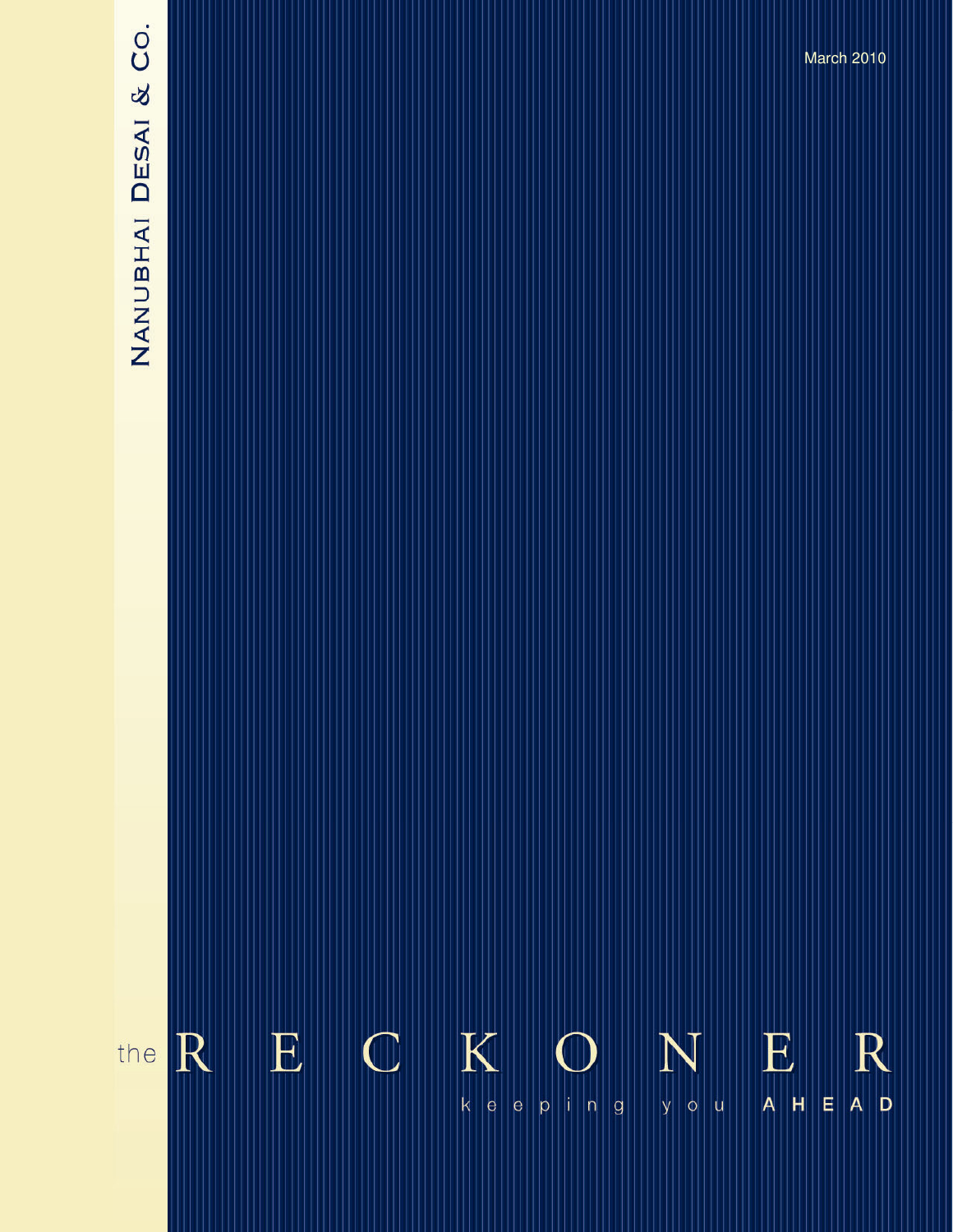# Nanubhai Desai & Co.

March 2010

# the RECKONER

keeping you **AHEAD**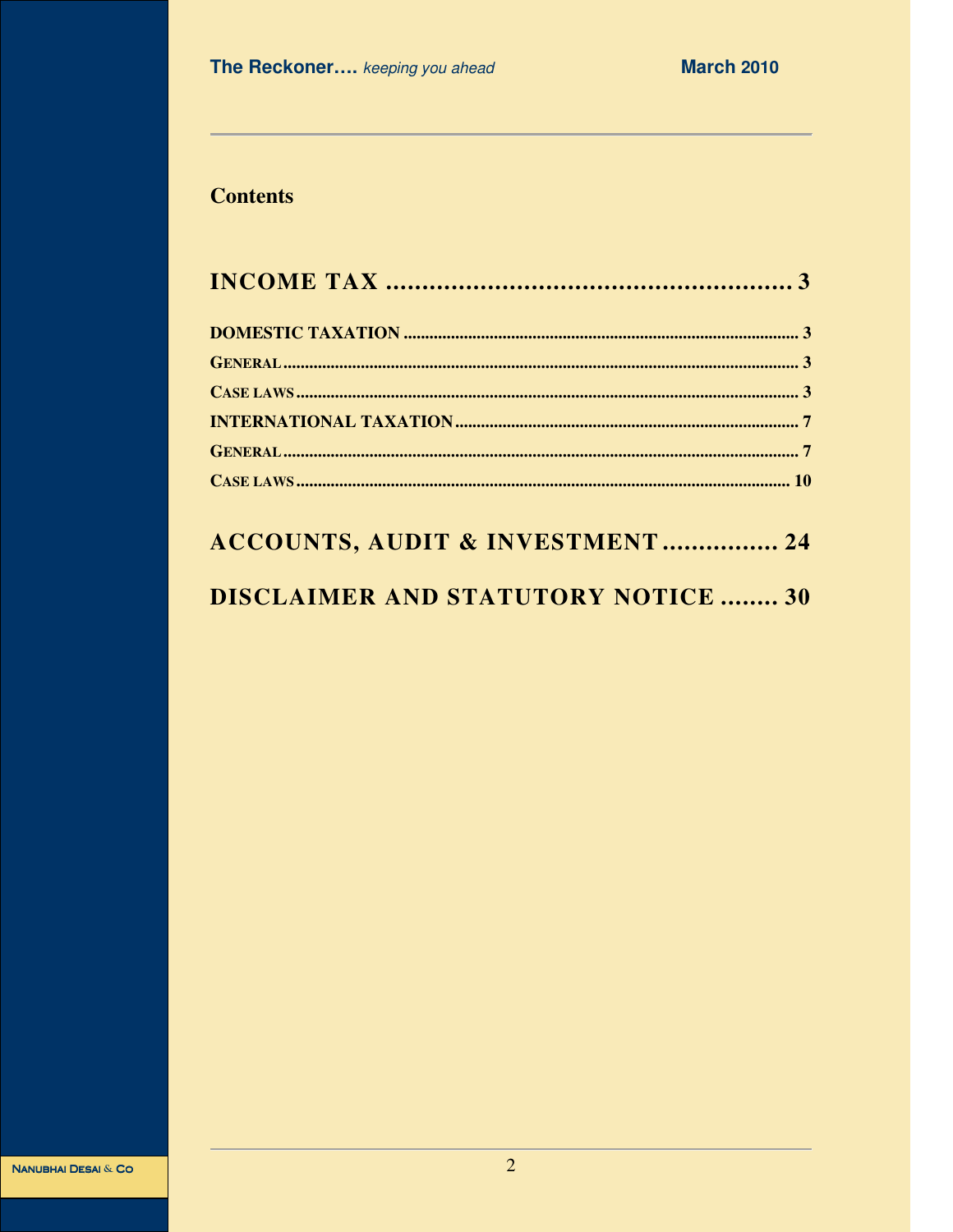## Contents

**INCOME TAX ........................................................ 3**

- DOMESTIC TAXATION ........................................................................................... 3
- GENERAL ........................................................................................................................ 3
- CASE LAWS .................................................................................................................... 3
- INTERNATIONAL TAXATION ............................................................................... 7
- GENERAL ........................................................................................................................ 7
- CASE LAWS .................................................................................................................... 10

**ACCOUNTS, AUDIT & INVESTMENT ................ 24**

**DISCLAIMER AND STATUTORY NOTICE ........ 30**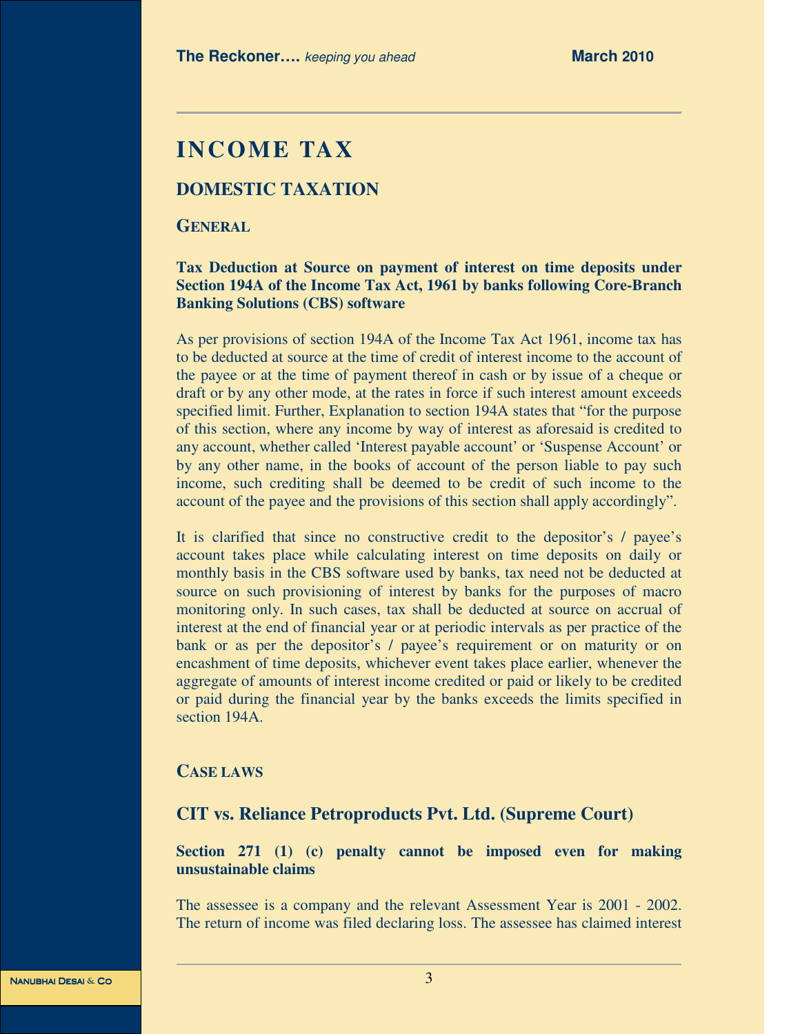# INCOME TAX

## DOMESTIC TAXATION

### GENERAL

**Tax Deduction at Source on payment of interest on time deposits under Section 194A of the Income Tax Act, 1961 by banks following Core-Branch Banking Solutions (CBS) software**

As per provisions of section 194A of the Income Tax Act 1961, income tax has to be deducted at source at the time of credit of interest income to the account of the payee or at the time of payment thereof in cash or by issue of a cheque or draft or by any other mode, at the rates in force if such interest amount exceeds specified limit. Further, Explanation to section 194A states that "for the purpose of this section, where any income by way of interest as aforesaid is credited to any account, whether called 'Interest payable account' or 'Suspense Account' or by any other name, in the books of account of the person liable to pay such income, such crediting shall be deemed to be credit of such income to the account of the payee and the provisions of this section shall apply accordingly".

It is clarified that since no constructive credit to the depositor's / payee's account takes place while calculating interest on time deposits on daily or monthly basis in the CBS software used by banks, tax need not be deducted at source on such provisioning of interest by banks for the purposes of macro monitoring only. In such cases, tax shall be deducted at source on accrual of interest at the end of financial year or at periodic intervals as per practice of the bank or as per the depositor's / payee's requirement or on maturity or on encashment of time deposits, whichever event takes place earlier, whenever the aggregate of amounts of interest income credited or paid or likely to be credited or paid during the financial year by the banks exceeds the limits specified in section 194A.

### CASE LAWS

### CIT vs. Reliance Petroproducts Pvt. Ltd. (Supreme Court)

**Section 271 (1) (c) penalty cannot be imposed even for making unsustainable claims**

The assessee is a company and the relevant Assessment Year is 2001 - 2002. The return of income was filed declaring loss. The assessee has claimed interest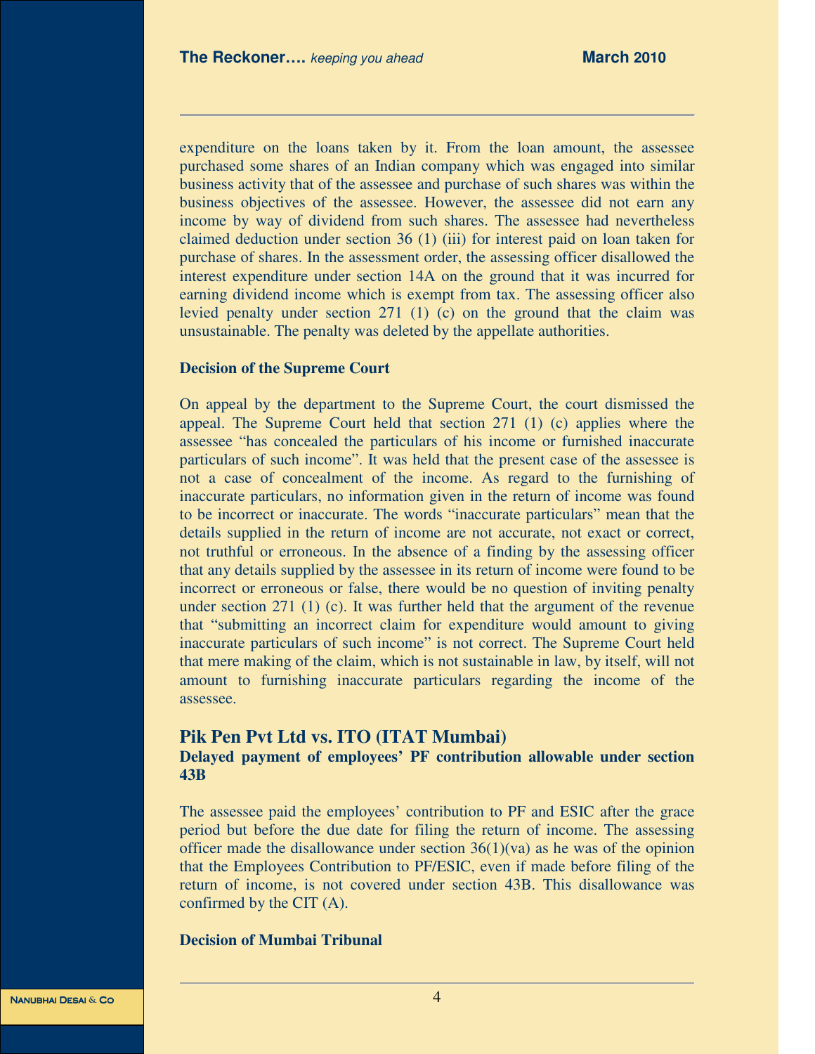expenditure on the loans taken by it. From the loan amount, the assessee purchased some shares of an Indian company which was engaged into similar business activity that of the assessee and purchase of such shares was within the business objectives of the assessee. However, the assessee did not earn any income by way of dividend from such shares. The assessee had nevertheless claimed deduction under section 36 (1) (iii) for interest paid on loan taken for purchase of shares. In the assessment order, the assessing officer disallowed the interest expenditure under section 14A on the ground that it was incurred for earning dividend income which is exempt from tax. The assessing officer also levied penalty under section 271 (1) (c) on the ground that the claim was unsustainable. The penalty was deleted by the appellate authorities.

**Decision of the Supreme Court**

On appeal by the department to the Supreme Court, the court dismissed the appeal. The Supreme Court held that section 271 (1) (c) applies where the assessee "has concealed the particulars of his income or furnished inaccurate particulars of such income". It was held that the present case of the assessee is not a case of concealment of the income. As regard to the furnishing of inaccurate particulars, no information given in the return of income was found to be incorrect or inaccurate. The words "inaccurate particulars" mean that the details supplied in the return of income are not accurate, not exact or correct, not truthful or erroneous. In the absence of a finding by the assessing officer that any details supplied by the assessee in its return of income were found to be incorrect or erroneous or false, there would be no question of inviting penalty under section 271 (1) (c). It was further held that the argument of the revenue that "submitting an incorrect claim for expenditure would amount to giving inaccurate particulars of such income" is not correct. The Supreme Court held that mere making of the claim, which is not sustainable in law, by itself, will not amount to furnishing inaccurate particulars regarding the income of the assessee.

## Pik Pen Pvt Ltd vs. ITO (ITAT Mumbai)

**Delayed payment of employees' PF contribution allowable under section 43B**

The assessee paid the employees' contribution to PF and ESIC after the grace period but before the due date for filing the return of income. The assessing officer made the disallowance under section 36(1)(va) as he was of the opinion that the Employees Contribution to PF/ESIC, even if made before filing of the return of income, is not covered under section 43B. This disallowance was confirmed by the CIT (A).

**Decision of Mumbai Tribunal**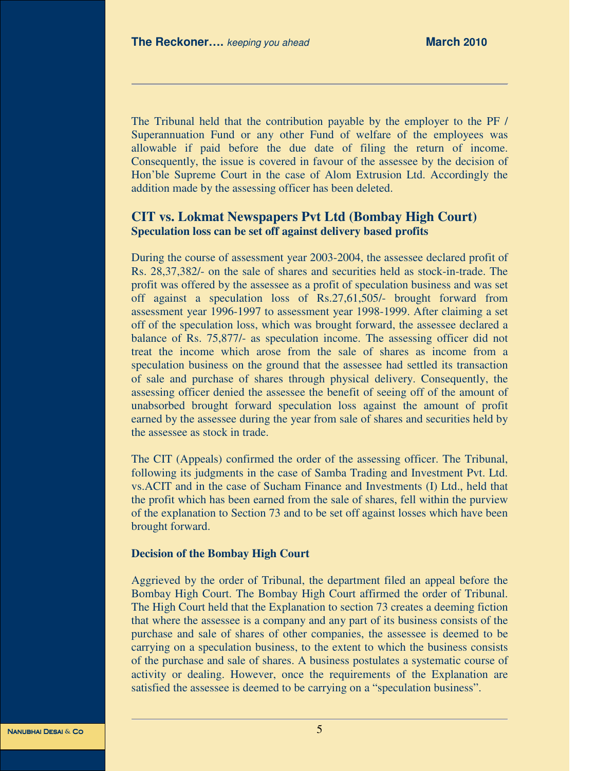The Tribunal held that the contribution payable by the employer to the PF / Superannuation Fund or any other Fund of welfare of the employees was allowable if paid before the due date of filing the return of income. Consequently, the issue is covered in favour of the assessee by the decision of Hon'ble Supreme Court in the case of Alom Extrusion Ltd. Accordingly the addition made by the assessing officer has been deleted.

## CIT vs. Lokmat Newspapers Pvt Ltd (Bombay High Court)

**Speculation loss can be set off against delivery based profits**

During the course of assessment year 2003-2004, the assessee declared profit of Rs. 28,37,382/- on the sale of shares and securities held as stock-in-trade. The profit was offered by the assessee as a profit of speculation business and was set off against a speculation loss of Rs.27,61,505/- brought forward from assessment year 1996-1997 to assessment year 1998-1999. After claiming a set off of the speculation loss, which was brought forward, the assessee declared a balance of Rs. 75,877/- as speculation income. The assessing officer did not treat the income which arose from the sale of shares as income from a speculation business on the ground that the assessee had settled its transaction of sale and purchase of shares through physical delivery. Consequently, the assessing officer denied the assessee the benefit of seeing off of the amount of unabsorbed brought forward speculation loss against the amount of profit earned by the assessee during the year from sale of shares and securities held by the assessee as stock in trade.

The CIT (Appeals) confirmed the order of the assessing officer. The Tribunal, following its judgments in the case of Samba Trading and Investment Pvt. Ltd. vs.ACIT and in the case of Sucham Finance and Investments (I) Ltd., held that the profit which has been earned from the sale of shares, fell within the purview of the explanation to Section 73 and to be set off against losses which have been brought forward.

**Decision of the Bombay High Court**

Aggrieved by the order of Tribunal, the department filed an appeal before the Bombay High Court. The Bombay High Court affirmed the order of Tribunal. The High Court held that the Explanation to section 73 creates a deeming fiction that where the assessee is a company and any part of its business consists of the purchase and sale of shares of other companies, the assessee is deemed to be carrying on a speculation business, to the extent to which the business consists of the purchase and sale of shares. A business postulates a systematic course of activity or dealing. However, once the requirements of the Explanation are satisfied the assessee is deemed to be carrying on a "speculation business".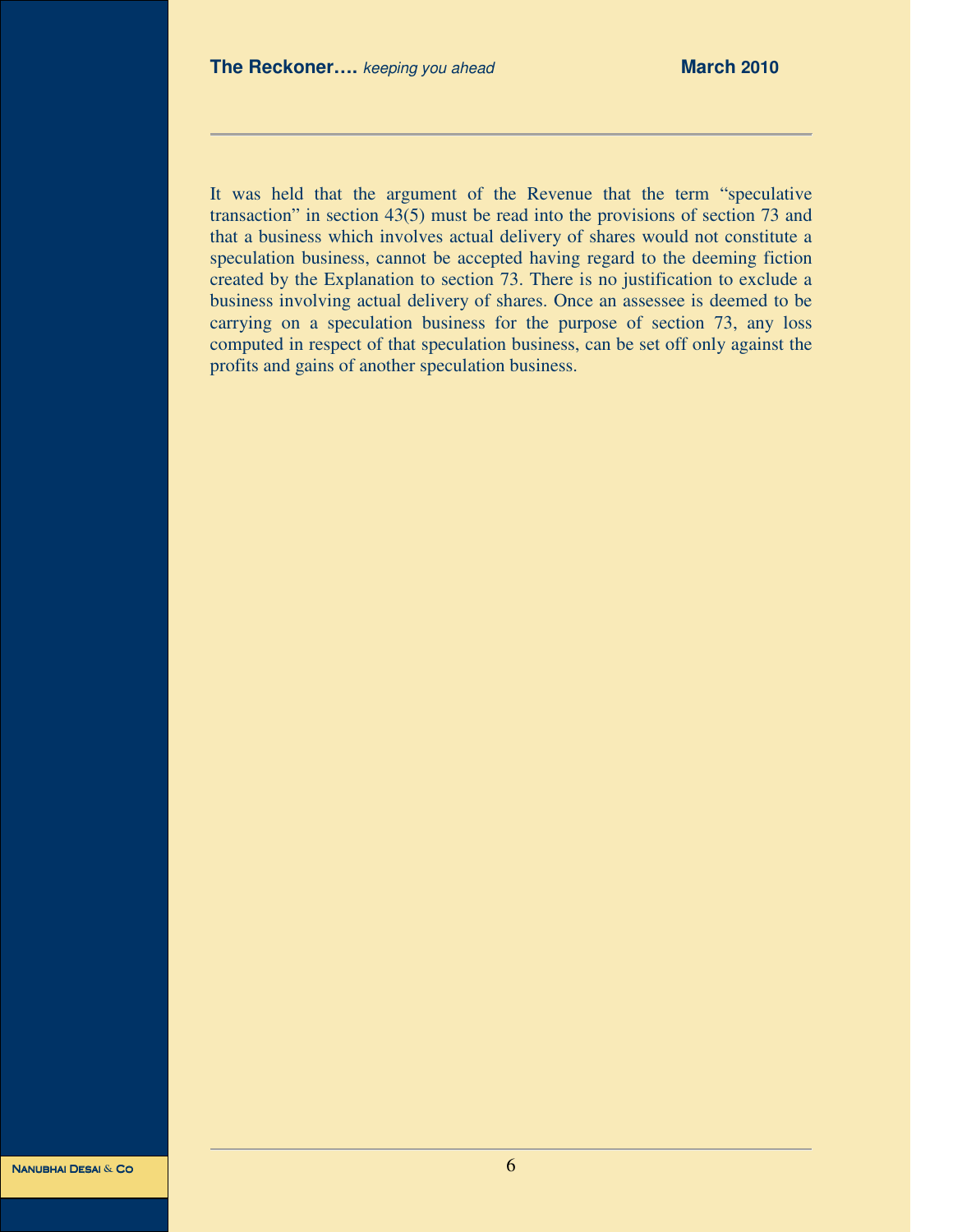It was held that the argument of the Revenue that the term "speculative transaction" in section 43(5) must be read into the provisions of section 73 and that a business which involves actual delivery of shares would not constitute a speculation business, cannot be accepted having regard to the deeming fiction created by the Explanation to section 73. There is no justification to exclude a business involving actual delivery of shares. Once an assessee is deemed to be carrying on a speculation business for the purpose of section 73, any loss computed in respect of that speculation business, can be set off only against the profits and gains of another speculation business.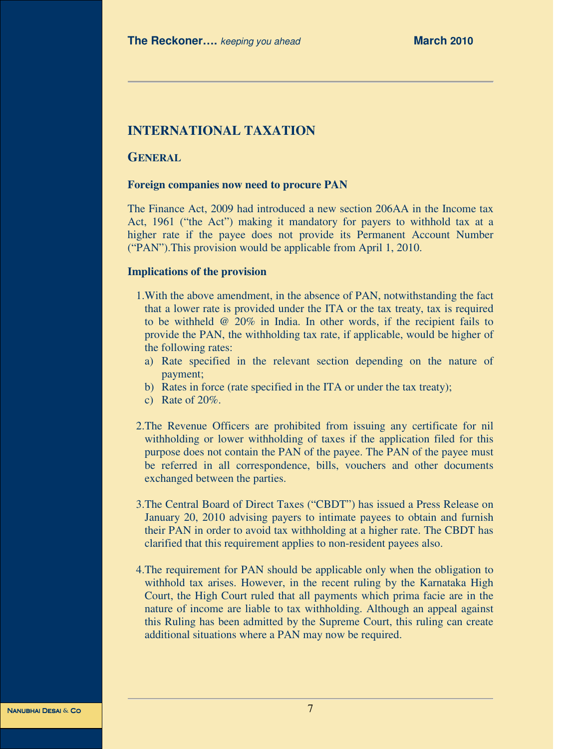# INTERNATIONAL TAXATION

## GENERAL

### Foreign companies now need to procure PAN

The Finance Act, 2009 had introduced a new section 206AA in the Income tax Act, 1961 ("the Act") making it mandatory for payers to withhold tax at a higher rate if the payee does not provide its Permanent Account Number ("PAN").This provision would be applicable from April 1, 2010.

### Implications of the provision

1. With the above amendment, in the absence of PAN, notwithstanding the fact that a lower rate is provided under the ITA or the tax treaty, tax is required to be withheld @ 20% in India. In other words, if the recipient fails to provide the PAN, the withholding tax rate, if applicable, would be higher of the following rates:
   a) Rate specified in the relevant section depending on the nature of payment;
   b) Rates in force (rate specified in the ITA or under the tax treaty);
   c) Rate of 20%.

2. The Revenue Officers are prohibited from issuing any certificate for nil withholding or lower withholding of taxes if the application filed for this purpose does not contain the PAN of the payee. The PAN of the payee must be referred in all correspondence, bills, vouchers and other documents exchanged between the parties.

3. The Central Board of Direct Taxes ("CBDT") has issued a Press Release on January 20, 2010 advising payers to intimate payees to obtain and furnish their PAN in order to avoid tax withholding at a higher rate. The CBDT has clarified that this requirement applies to non-resident payees also.

4. The requirement for PAN should be applicable only when the obligation to withhold tax arises. However, in the recent ruling by the Karnataka High Court, the High Court ruled that all payments which prima facie are in the nature of income are liable to tax withholding. Although an appeal against this Ruling has been admitted by the Supreme Court, this ruling can create additional situations where a PAN may now be required.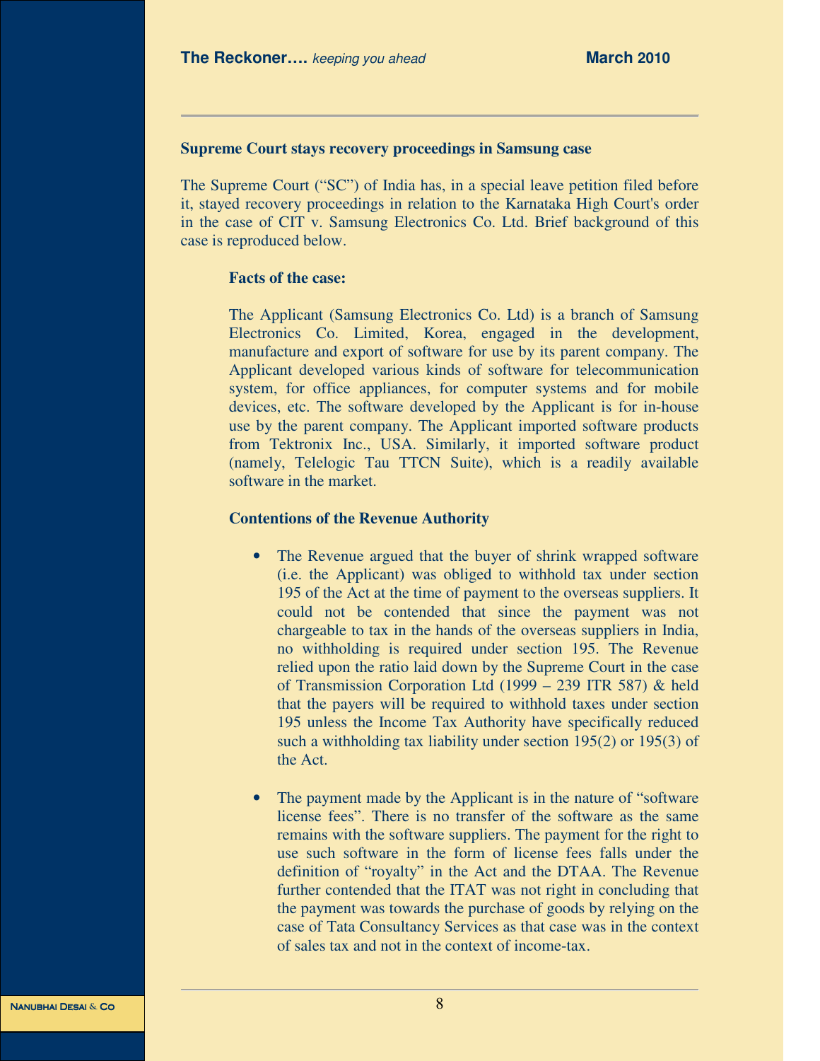## Supreme Court stays recovery proceedings in Samsung case

The Supreme Court ("SC") of India has, in a special leave petition filed before it, stayed recovery proceedings in relation to the Karnataka High Court's order in the case of CIT v. Samsung Electronics Co. Ltd. Brief background of this case is reproduced below.

### Facts of the case:

The Applicant (Samsung Electronics Co. Ltd) is a branch of Samsung Electronics Co. Limited, Korea, engaged in the development, manufacture and export of software for use by its parent company. The Applicant developed various kinds of software for telecommunication system, for office appliances, for computer systems and for mobile devices, etc. The software developed by the Applicant is for in-house use by the parent company. The Applicant imported software products from Tektronix Inc., USA. Similarly, it imported software product (namely, Telelogic Tau TTCN Suite), which is a readily available software in the market.

### Contentions of the Revenue Authority

- The Revenue argued that the buyer of shrink wrapped software (i.e. the Applicant) was obliged to withhold tax under section 195 of the Act at the time of payment to the overseas suppliers. It could not be contended that since the payment was not chargeable to tax in the hands of the overseas suppliers in India, no withholding is required under section 195. The Revenue relied upon the ratio laid down by the Supreme Court in the case of Transmission Corporation Ltd (1999 – 239 ITR 587) & held that the payers will be required to withhold taxes under section 195 unless the Income Tax Authority have specifically reduced such a withholding tax liability under section 195(2) or 195(3) of the Act.

- The payment made by the Applicant is in the nature of "software license fees". There is no transfer of the software as the same remains with the software suppliers. The payment for the right to use such software in the form of license fees falls under the definition of "royalty" in the Act and the DTAA. The Revenue further contended that the ITAT was not right in concluding that the payment was towards the purchase of goods by relying on the case of Tata Consultancy Services as that case was in the context of sales tax and not in the context of income-tax.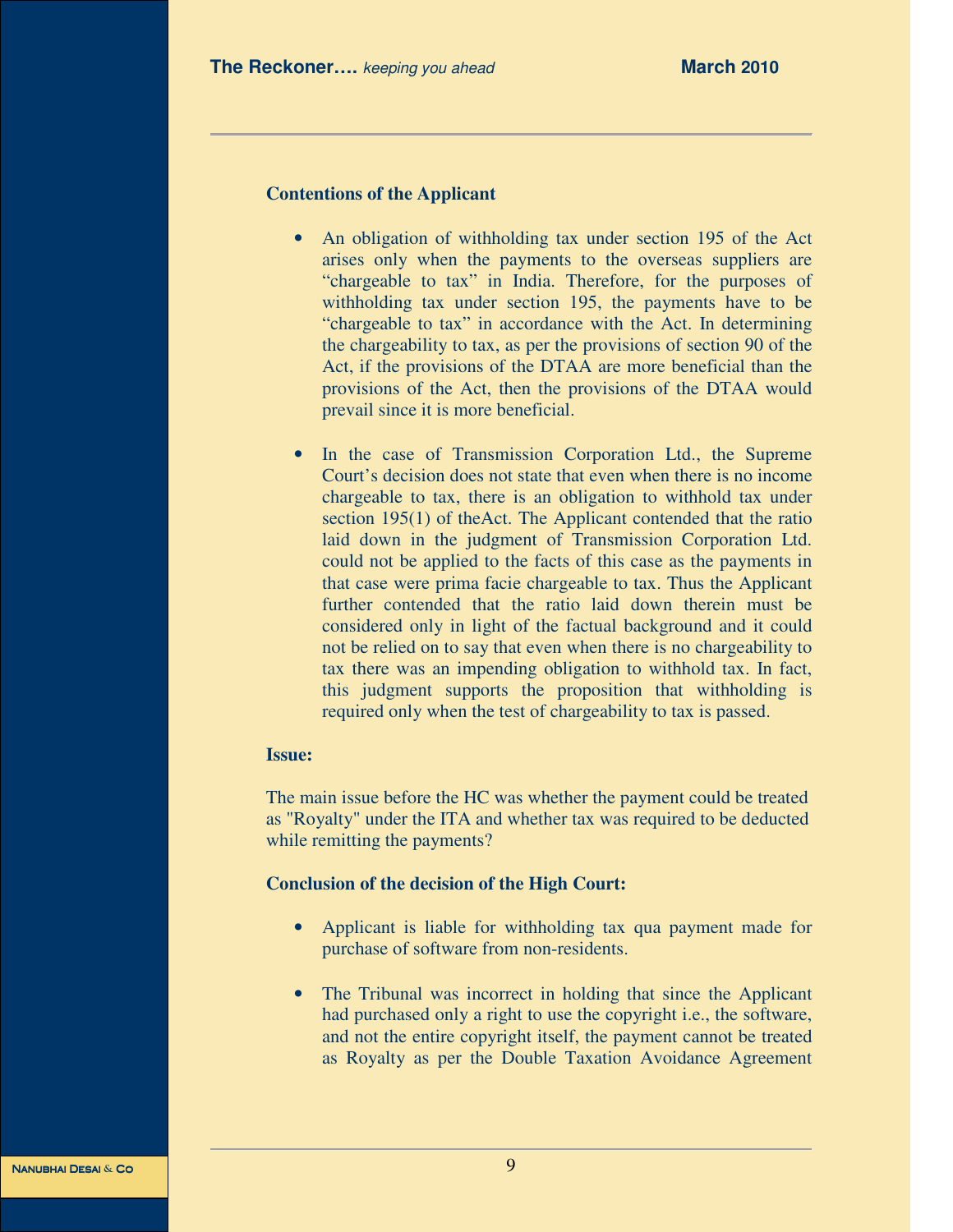**Contentions of the Applicant**

- An obligation of withholding tax under section 195 of the Act arises only when the payments to the overseas suppliers are "chargeable to tax" in India. Therefore, for the purposes of withholding tax under section 195, the payments have to be "chargeable to tax" in accordance with the Act. In determining the chargeability to tax, as per the provisions of section 90 of the Act, if the provisions of the DTAA are more beneficial than the provisions of the Act, then the provisions of the DTAA would prevail since it is more beneficial.

- In the case of Transmission Corporation Ltd., the Supreme Court's decision does not state that even when there is no income chargeable to tax, there is an obligation to withhold tax under section 195(1) of theAct. The Applicant contended that the ratio laid down in the judgment of Transmission Corporation Ltd. could not be applied to the facts of this case as the payments in that case were prima facie chargeable to tax. Thus the Applicant further contended that the ratio laid down therein must be considered only in light of the factual background and it could not be relied on to say that even when there is no chargeability to tax there was an impending obligation to withhold tax. In fact, this judgment supports the proposition that withholding is required only when the test of chargeability to tax is passed.

**Issue:**

The main issue before the HC was whether the payment could be treated as "Royalty" under the ITA and whether tax was required to be deducted while remitting the payments?

**Conclusion of the decision of the High Court:**

- Applicant is liable for withholding tax qua payment made for purchase of software from non-residents.

- The Tribunal was incorrect in holding that since the Applicant had purchased only a right to use the copyright i.e., the software, and not the entire copyright itself, the payment cannot be treated as Royalty as per the Double Taxation Avoidance Agreement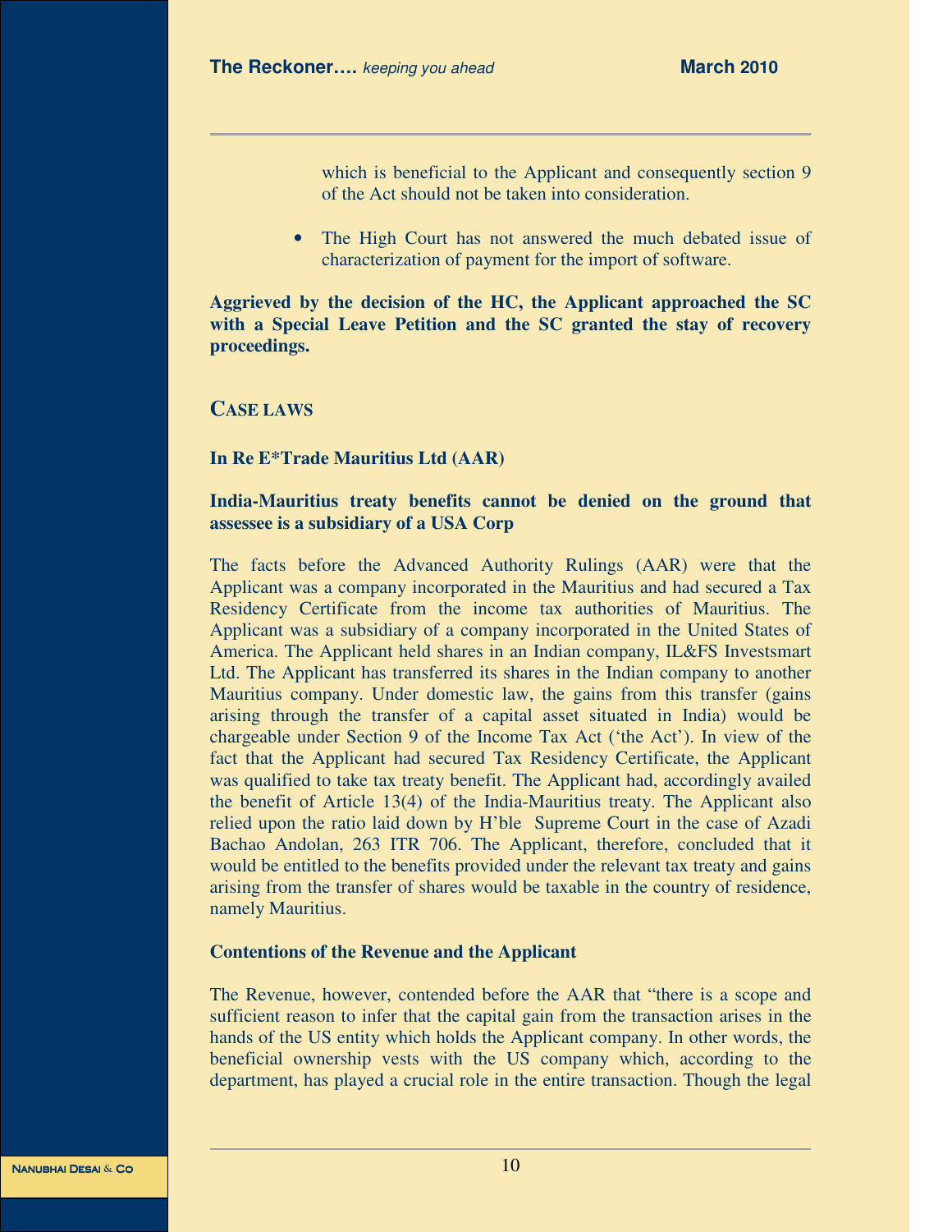which is beneficial to the Applicant and consequently section 9 of the Act should not be taken into consideration.

- The High Court has not answered the much debated issue of characterization of payment for the import of software.

**Aggrieved by the decision of the HC, the Applicant approached the SC with a Special Leave Petition and the SC granted the stay of recovery proceedings.**

## CASE LAWS

### In Re E*Trade Mauritius Ltd (AAR)

**India-Mauritius treaty benefits cannot be denied on the ground that assessee is a subsidiary of a USA Corp**

The facts before the Advanced Authority Rulings (AAR) were that the Applicant was a company incorporated in the Mauritius and had secured a Tax Residency Certificate from the income tax authorities of Mauritius. The Applicant was a subsidiary of a company incorporated in the United States of America. The Applicant held shares in an Indian company, IL&FS Investsmart Ltd. The Applicant has transferred its shares in the Indian company to another Mauritius company. Under domestic law, the gains from this transfer (gains arising through the transfer of a capital asset situated in India) would be chargeable under Section 9 of the Income Tax Act ('the Act'). In view of the fact that the Applicant had secured Tax Residency Certificate, the Applicant was qualified to take tax treaty benefit. The Applicant had, accordingly availed the benefit of Article 13(4) of the India-Mauritius treaty. The Applicant also relied upon the ratio laid down by H'ble Supreme Court in the case of Azadi Bachao Andolan, 263 ITR 706. The Applicant, therefore, concluded that it would be entitled to the benefits provided under the relevant tax treaty and gains arising from the transfer of shares would be taxable in the country of residence, namely Mauritius.

**Contentions of the Revenue and the Applicant**

The Revenue, however, contended before the AAR that "there is a scope and sufficient reason to infer that the capital gain from the transaction arises in the hands of the US entity which holds the Applicant company. In other words, the beneficial ownership vests with the US company which, according to the department, has played a crucial role in the entire transaction. Though the legal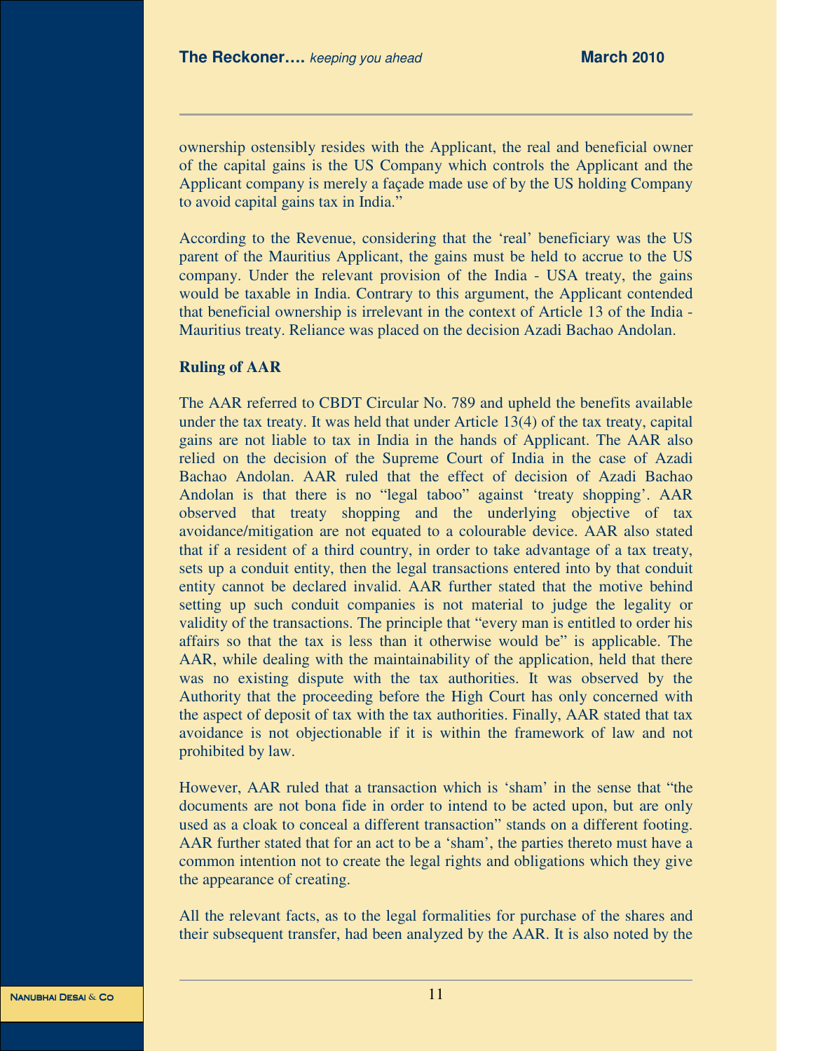ownership ostensibly resides with the Applicant, the real and beneficial owner of the capital gains is the US Company which controls the Applicant and the Applicant company is merely a façade made use of by the US holding Company to avoid capital gains tax in India."

According to the Revenue, considering that the 'real' beneficiary was the US parent of the Mauritius Applicant, the gains must be held to accrue to the US company. Under the relevant provision of the India - USA treaty, the gains would be taxable in India. Contrary to this argument, the Applicant contended that beneficial ownership is irrelevant in the context of Article 13 of the India - Mauritius treaty. Reliance was placed on the decision Azadi Bachao Andolan.

**Ruling of AAR**

The AAR referred to CBDT Circular No. 789 and upheld the benefits available under the tax treaty. It was held that under Article 13(4) of the tax treaty, capital gains are not liable to tax in India in the hands of Applicant. The AAR also relied on the decision of the Supreme Court of India in the case of Azadi Bachao Andolan. AAR ruled that the effect of decision of Azadi Bachao Andolan is that there is no "legal taboo" against 'treaty shopping'. AAR observed that treaty shopping and the underlying objective of tax avoidance/mitigation are not equated to a colourable device. AAR also stated that if a resident of a third country, in order to take advantage of a tax treaty, sets up a conduit entity, then the legal transactions entered into by that conduit entity cannot be declared invalid. AAR further stated that the motive behind setting up such conduit companies is not material to judge the legality or validity of the transactions. The principle that "every man is entitled to order his affairs so that the tax is less than it otherwise would be" is applicable. The AAR, while dealing with the maintainability of the application, held that there was no existing dispute with the tax authorities. It was observed by the Authority that the proceeding before the High Court has only concerned with the aspect of deposit of tax with the tax authorities. Finally, AAR stated that tax avoidance is not objectionable if it is within the framework of law and not prohibited by law.

However, AAR ruled that a transaction which is 'sham' in the sense that "the documents are not bona fide in order to intend to be acted upon, but are only used as a cloak to conceal a different transaction" stands on a different footing. AAR further stated that for an act to be a 'sham', the parties thereto must have a common intention not to create the legal rights and obligations which they give the appearance of creating.

All the relevant facts, as to the legal formalities for purchase of the shares and their subsequent transfer, had been analyzed by the AAR. It is also noted by the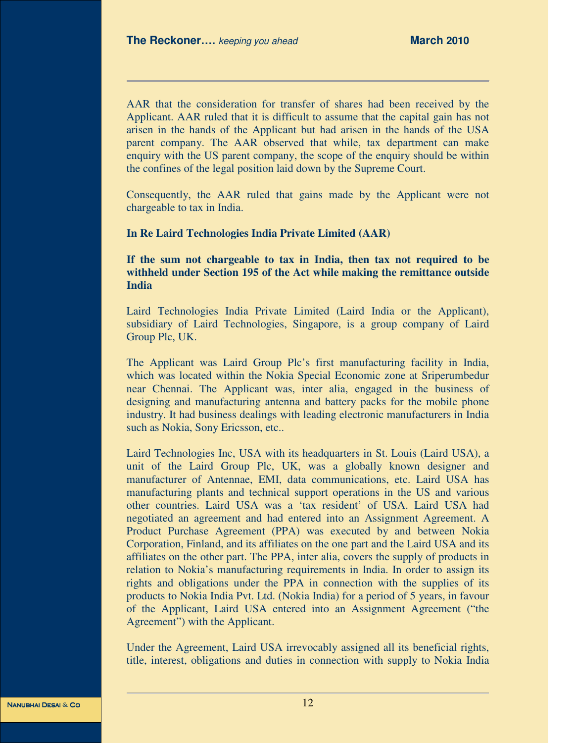AAR that the consideration for transfer of shares had been received by the Applicant. AAR ruled that it is difficult to assume that the capital gain has not arisen in the hands of the Applicant but had arisen in the hands of the USA parent company. The AAR observed that while, tax department can make enquiry with the US parent company, the scope of the enquiry should be within the confines of the legal position laid down by the Supreme Court.

Consequently, the AAR ruled that gains made by the Applicant were not chargeable to tax in India.

**In Re Laird Technologies India Private Limited (AAR)**

**If the sum not chargeable to tax in India, then tax not required to be withheld under Section 195 of the Act while making the remittance outside India**

Laird Technologies India Private Limited (Laird India or the Applicant), subsidiary of Laird Technologies, Singapore, is a group company of Laird Group Plc, UK.

The Applicant was Laird Group Plc's first manufacturing facility in India, which was located within the Nokia Special Economic zone at Sriperumbedur near Chennai. The Applicant was, inter alia, engaged in the business of designing and manufacturing antenna and battery packs for the mobile phone industry. It had business dealings with leading electronic manufacturers in India such as Nokia, Sony Ericsson, etc..

Laird Technologies Inc, USA with its headquarters in St. Louis (Laird USA), a unit of the Laird Group Plc, UK, was a globally known designer and manufacturer of Antennae, EMI, data communications, etc. Laird USA has manufacturing plants and technical support operations in the US and various other countries. Laird USA was a 'tax resident' of USA. Laird USA had negotiated an agreement and had entered into an Assignment Agreement. A Product Purchase Agreement (PPA) was executed by and between Nokia Corporation, Finland, and its affiliates on the one part and the Laird USA and its affiliates on the other part. The PPA, inter alia, covers the supply of products in relation to Nokia's manufacturing requirements in India. In order to assign its rights and obligations under the PPA in connection with the supplies of its products to Nokia India Pvt. Ltd. (Nokia India) for a period of 5 years, in favour of the Applicant, Laird USA entered into an Assignment Agreement ("the Agreement") with the Applicant.

Under the Agreement, Laird USA irrevocably assigned all its beneficial rights, title, interest, obligations and duties in connection with supply to Nokia India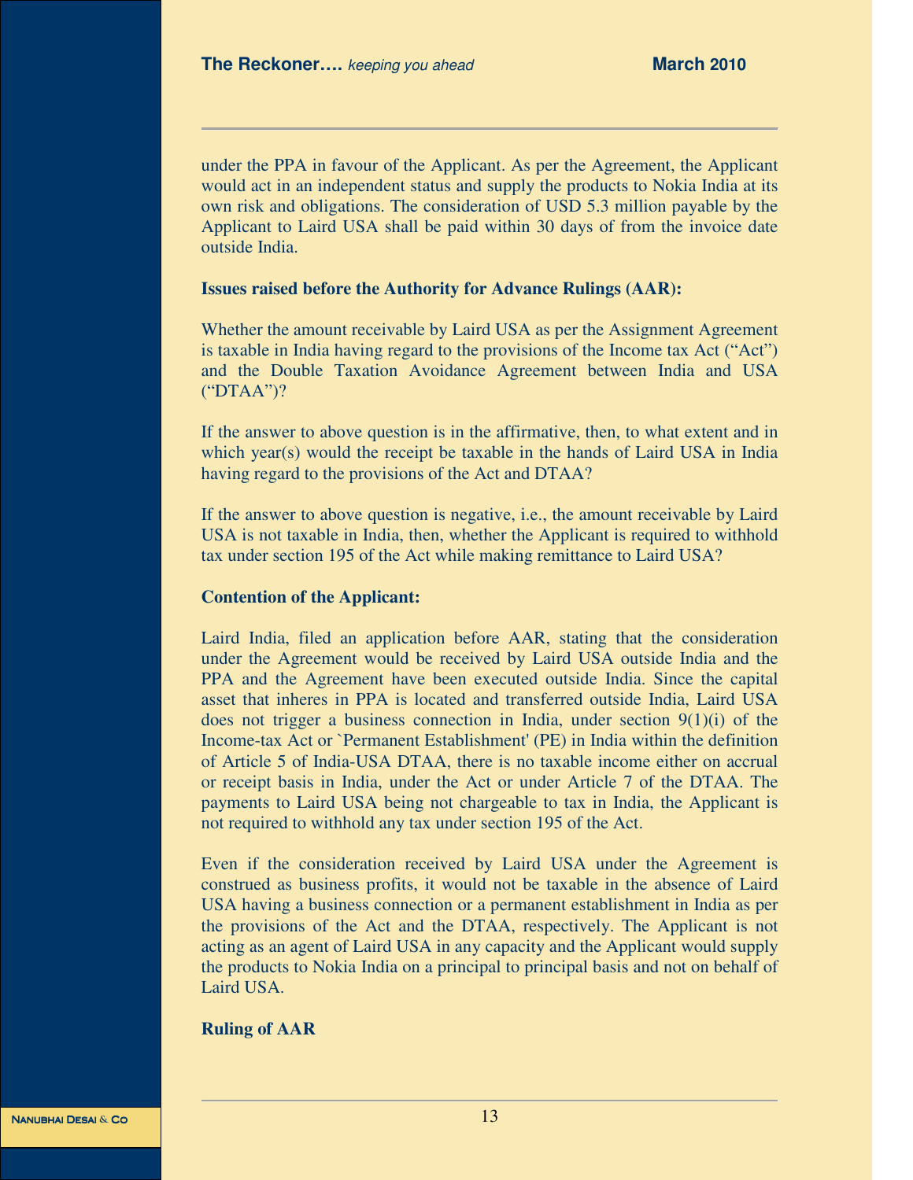under the PPA in favour of the Applicant. As per the Agreement, the Applicant would act in an independent status and supply the products to Nokia India at its own risk and obligations. The consideration of USD 5.3 million payable by the Applicant to Laird USA shall be paid within 30 days of from the invoice date outside India.

**Issues raised before the Authority for Advance Rulings (AAR):**

Whether the amount receivable by Laird USA as per the Assignment Agreement is taxable in India having regard to the provisions of the Income tax Act ("Act") and the Double Taxation Avoidance Agreement between India and USA ("DTAA")?

If the answer to above question is in the affirmative, then, to what extent and in which year(s) would the receipt be taxable in the hands of Laird USA in India having regard to the provisions of the Act and DTAA?

If the answer to above question is negative, i.e., the amount receivable by Laird USA is not taxable in India, then, whether the Applicant is required to withhold tax under section 195 of the Act while making remittance to Laird USA?

**Contention of the Applicant:**

Laird India, filed an application before AAR, stating that the consideration under the Agreement would be received by Laird USA outside India and the PPA and the Agreement have been executed outside India. Since the capital asset that inheres in PPA is located and transferred outside India, Laird USA does not trigger a business connection in India, under section 9(1)(i) of the Income-tax Act or `Permanent Establishment' (PE) in India within the definition of Article 5 of India-USA DTAA, there is no taxable income either on accrual or receipt basis in India, under the Act or under Article 7 of the DTAA. The payments to Laird USA being not chargeable to tax in India, the Applicant is not required to withhold any tax under section 195 of the Act.

Even if the consideration received by Laird USA under the Agreement is construed as business profits, it would not be taxable in the absence of Laird USA having a business connection or a permanent establishment in India as per the provisions of the Act and the DTAA, respectively. The Applicant is not acting as an agent of Laird USA in any capacity and the Applicant would supply the products to Nokia India on a principal to principal basis and not on behalf of Laird USA.

**Ruling of AAR**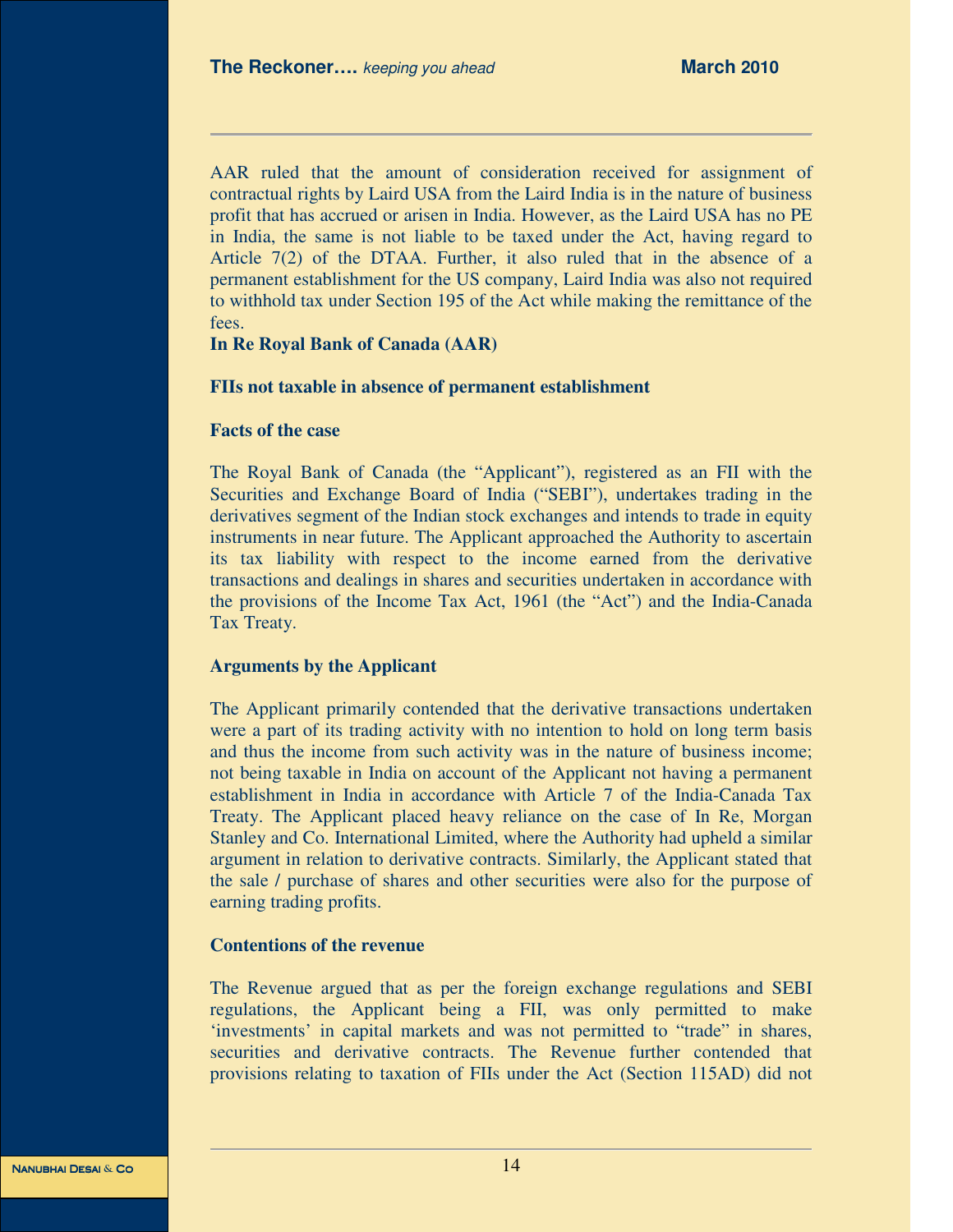AAR ruled that the amount of consideration received for assignment of contractual rights by Laird USA from the Laird India is in the nature of business profit that has accrued or arisen in India. However, as the Laird USA has no PE in India, the same is not liable to be taxed under the Act, having regard to Article 7(2) of the DTAA. Further, it also ruled that in the absence of a permanent establishment for the US company, Laird India was also not required to withhold tax under Section 195 of the Act while making the remittance of the fees.

**In Re Royal Bank of Canada (AAR)**

**FIIs not taxable in absence of permanent establishment**

**Facts of the case**

The Royal Bank of Canada (the "Applicant"), registered as an FII with the Securities and Exchange Board of India ("SEBI"), undertakes trading in the derivatives segment of the Indian stock exchanges and intends to trade in equity instruments in near future. The Applicant approached the Authority to ascertain its tax liability with respect to the income earned from the derivative transactions and dealings in shares and securities undertaken in accordance with the provisions of the Income Tax Act, 1961 (the "Act") and the India-Canada Tax Treaty.

**Arguments by the Applicant**

The Applicant primarily contended that the derivative transactions undertaken were a part of its trading activity with no intention to hold on long term basis and thus the income from such activity was in the nature of business income; not being taxable in India on account of the Applicant not having a permanent establishment in India in accordance with Article 7 of the India-Canada Tax Treaty. The Applicant placed heavy reliance on the case of In Re, Morgan Stanley and Co. International Limited, where the Authority had upheld a similar argument in relation to derivative contracts. Similarly, the Applicant stated that the sale / purchase of shares and other securities were also for the purpose of earning trading profits.

**Contentions of the revenue**

The Revenue argued that as per the foreign exchange regulations and SEBI regulations, the Applicant being a FII, was only permitted to make 'investments' in capital markets and was not permitted to "trade" in shares, securities and derivative contracts. The Revenue further contended that provisions relating to taxation of FIIs under the Act (Section 115AD) did not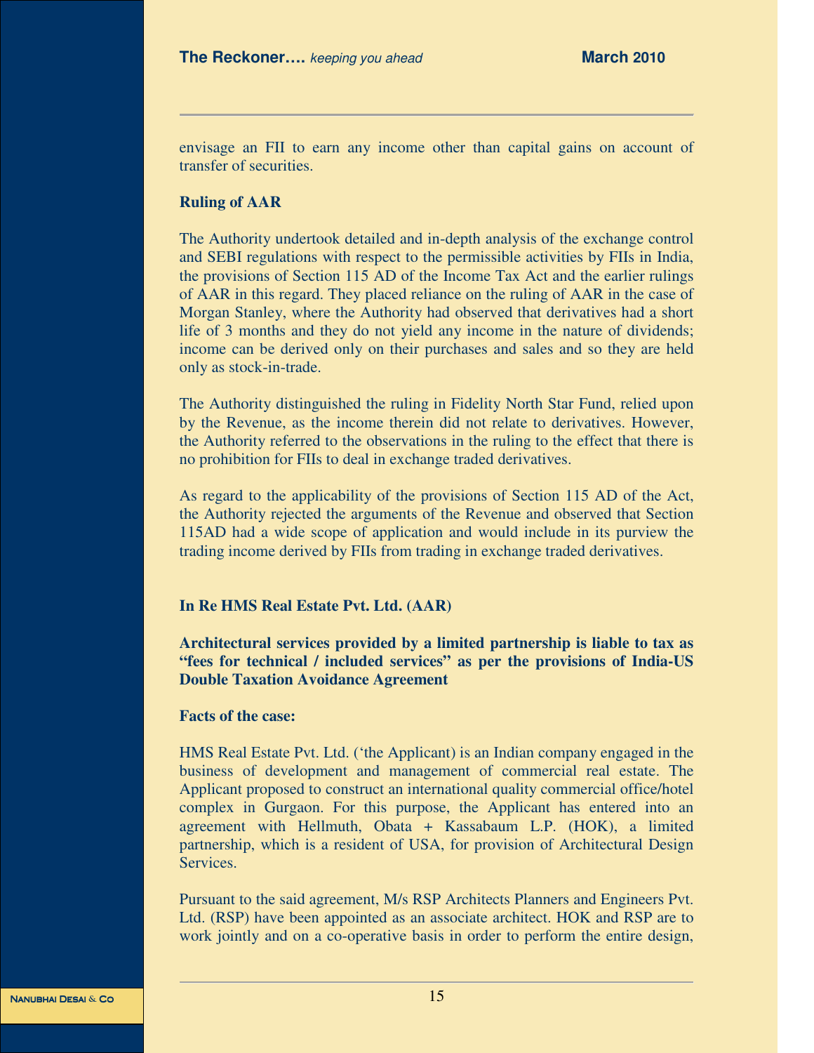envisage an FII to earn any income other than capital gains on account of transfer of securities.

**Ruling of AAR**

The Authority undertook detailed and in-depth analysis of the exchange control and SEBI regulations with respect to the permissible activities by FIIs in India, the provisions of Section 115 AD of the Income Tax Act and the earlier rulings of AAR in this regard. They placed reliance on the ruling of AAR in the case of Morgan Stanley, where the Authority had observed that derivatives had a short life of 3 months and they do not yield any income in the nature of dividends; income can be derived only on their purchases and sales and so they are held only as stock-in-trade.

The Authority distinguished the ruling in Fidelity North Star Fund, relied upon by the Revenue, as the income therein did not relate to derivatives. However, the Authority referred to the observations in the ruling to the effect that there is no prohibition for FIIs to deal in exchange traded derivatives.

As regard to the applicability of the provisions of Section 115 AD of the Act, the Authority rejected the arguments of the Revenue and observed that Section 115AD had a wide scope of application and would include in its purview the trading income derived by FIIs from trading in exchange traded derivatives.

**In Re HMS Real Estate Pvt. Ltd. (AAR)**

**Architectural services provided by a limited partnership is liable to tax as "fees for technical / included services" as per the provisions of India-US Double Taxation Avoidance Agreement**

**Facts of the case:**

HMS Real Estate Pvt. Ltd. ('the Applicant) is an Indian company engaged in the business of development and management of commercial real estate. The Applicant proposed to construct an international quality commercial office/hotel complex in Gurgaon. For this purpose, the Applicant has entered into an agreement with Hellmuth, Obata + Kassabaum L.P. (HOK), a limited partnership, which is a resident of USA, for provision of Architectural Design Services.

Pursuant to the said agreement, M/s RSP Architects Planners and Engineers Pvt. Ltd. (RSP) have been appointed as an associate architect. HOK and RSP are to work jointly and on a co-operative basis in order to perform the entire design,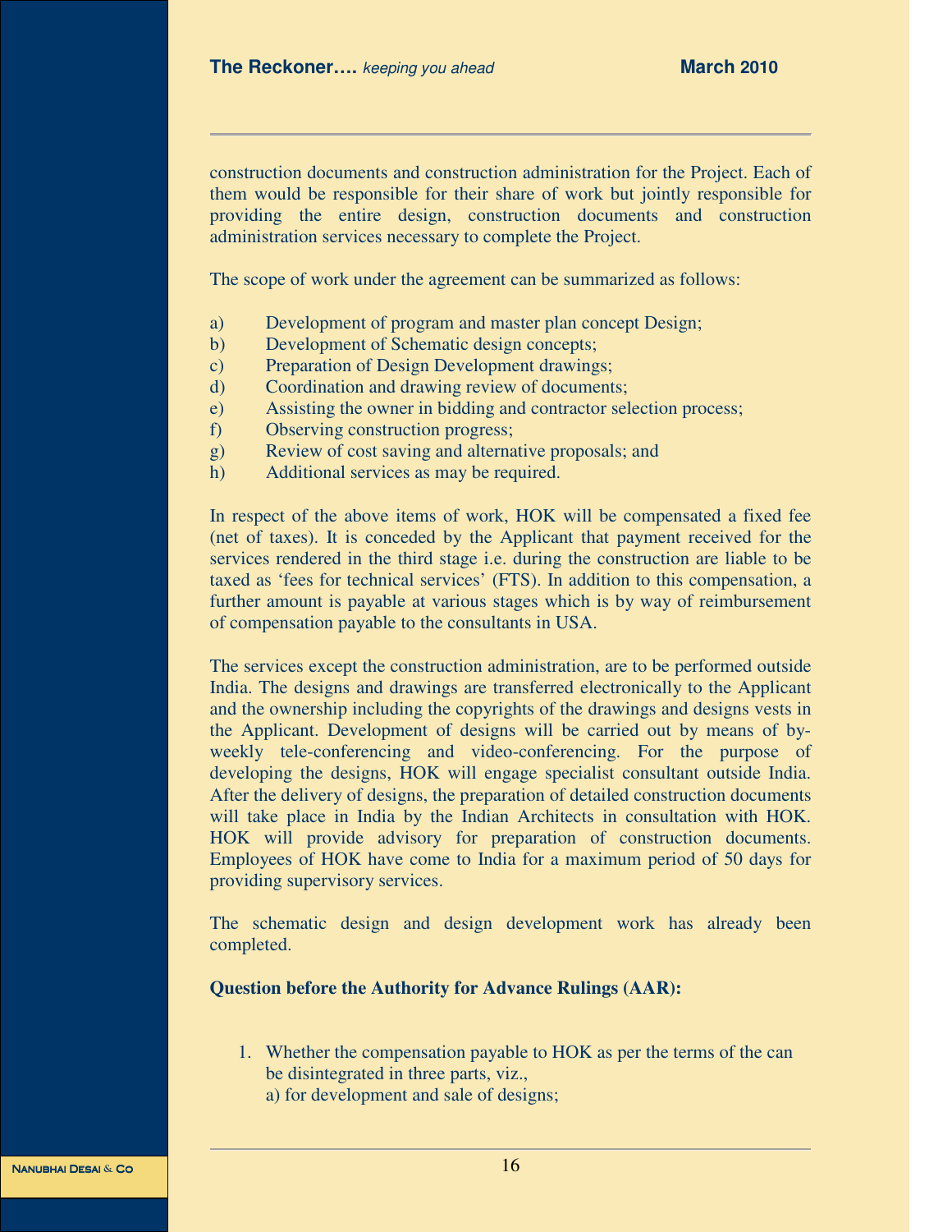construction documents and construction administration for the Project. Each of them would be responsible for their share of work but jointly responsible for providing the entire design, construction documents and construction administration services necessary to complete the Project.

The scope of work under the agreement can be summarized as follows:

a) Development of program and master plan concept Design;
b) Development of Schematic design concepts;
c) Preparation of Design Development drawings;
d) Coordination and drawing review of documents;
e) Assisting the owner in bidding and contractor selection process;
f) Observing construction progress;
g) Review of cost saving and alternative proposals; and
h) Additional services as may be required.

In respect of the above items of work, HOK will be compensated a fixed fee (net of taxes). It is conceded by the Applicant that payment received for the services rendered in the third stage i.e. during the construction are liable to be taxed as 'fees for technical services' (FTS). In addition to this compensation, a further amount is payable at various stages which is by way of reimbursement of compensation payable to the consultants in USA.

The services except the construction administration, are to be performed outside India. The designs and drawings are transferred electronically to the Applicant and the ownership including the copyrights of the drawings and designs vests in the Applicant. Development of designs will be carried out by means of by-weekly tele-conferencing and video-conferencing. For the purpose of developing the designs, HOK will engage specialist consultant outside India. After the delivery of designs, the preparation of detailed construction documents will take place in India by the Indian Architects in consultation with HOK. HOK will provide advisory for preparation of construction documents. Employees of HOK have come to India for a maximum period of 50 days for providing supervisory services.

The schematic design and design development work has already been completed.

**Question before the Authority for Advance Rulings (AAR):**

1. Whether the compensation payable to HOK as per the terms of the can be disintegrated in three parts, viz.,
   a) for development and sale of designs;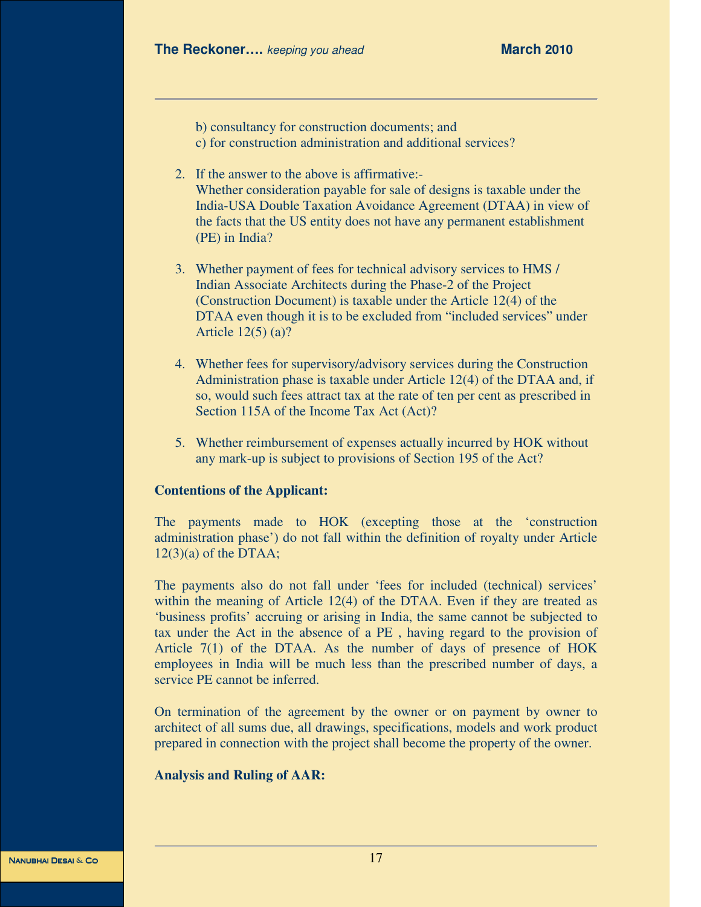b) consultancy for construction documents; and

c) for construction administration and additional services?

2. If the answer to the above is affirmative:-
   Whether consideration payable for sale of designs is taxable under the India-USA Double Taxation Avoidance Agreement (DTAA) in view of the facts that the US entity does not have any permanent establishment (PE) in India?

3. Whether payment of fees for technical advisory services to HMS / Indian Associate Architects during the Phase-2 of the Project (Construction Document) is taxable under the Article 12(4) of the DTAA even though it is to be excluded from "included services" under Article 12(5) (a)?

4. Whether fees for supervisory/advisory services during the Construction Administration phase is taxable under Article 12(4) of the DTAA and, if so, would such fees attract tax at the rate of ten per cent as prescribed in Section 115A of the Income Tax Act (Act)?

5. Whether reimbursement of expenses actually incurred by HOK without any mark-up is subject to provisions of Section 195 of the Act?

**Contentions of the Applicant:**

The payments made to HOK (excepting those at the 'construction administration phase') do not fall within the definition of royalty under Article 12(3)(a) of the DTAA;

The payments also do not fall under 'fees for included (technical) services' within the meaning of Article 12(4) of the DTAA. Even if they are treated as 'business profits' accruing or arising in India, the same cannot be subjected to tax under the Act in the absence of a PE , having regard to the provision of Article 7(1) of the DTAA. As the number of days of presence of HOK employees in India will be much less than the prescribed number of days, a service PE cannot be inferred.

On termination of the agreement by the owner or on payment by owner to architect of all sums due, all drawings, specifications, models and work product prepared in connection with the project shall become the property of the owner.

**Analysis and Ruling of AAR:**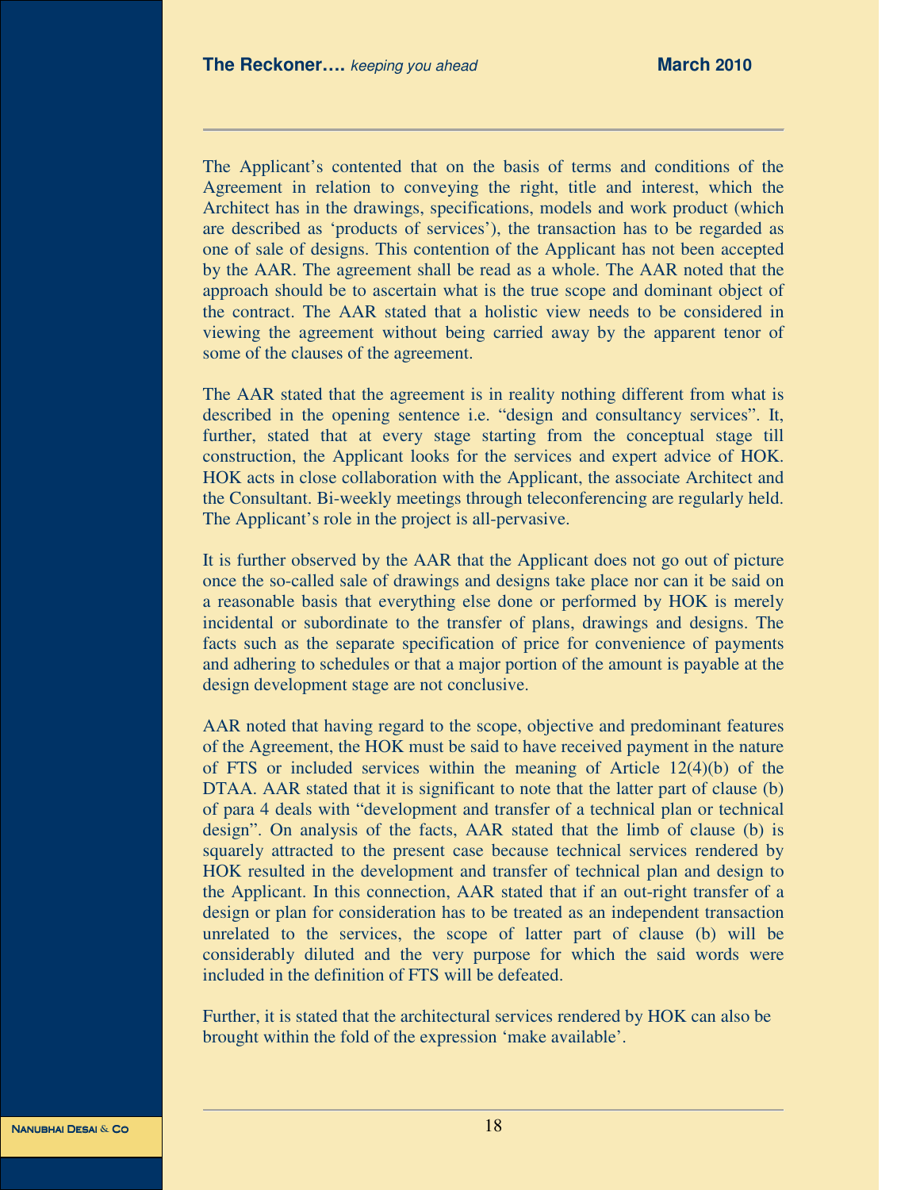The Applicant's contented that on the basis of terms and conditions of the Agreement in relation to conveying the right, title and interest, which the Architect has in the drawings, specifications, models and work product (which are described as 'products of services'), the transaction has to be regarded as one of sale of designs. This contention of the Applicant has not been accepted by the AAR. The agreement shall be read as a whole. The AAR noted that the approach should be to ascertain what is the true scope and dominant object of the contract. The AAR stated that a holistic view needs to be considered in viewing the agreement without being carried away by the apparent tenor of some of the clauses of the agreement.

The AAR stated that the agreement is in reality nothing different from what is described in the opening sentence i.e. "design and consultancy services". It, further, stated that at every stage starting from the conceptual stage till construction, the Applicant looks for the services and expert advice of HOK. HOK acts in close collaboration with the Applicant, the associate Architect and the Consultant. Bi-weekly meetings through teleconferencing are regularly held. The Applicant's role in the project is all-pervasive.

It is further observed by the AAR that the Applicant does not go out of picture once the so-called sale of drawings and designs take place nor can it be said on a reasonable basis that everything else done or performed by HOK is merely incidental or subordinate to the transfer of plans, drawings and designs. The facts such as the separate specification of price for convenience of payments and adhering to schedules or that a major portion of the amount is payable at the design development stage are not conclusive.

AAR noted that having regard to the scope, objective and predominant features of the Agreement, the HOK must be said to have received payment in the nature of FTS or included services within the meaning of Article 12(4)(b) of the DTAA. AAR stated that it is significant to note that the latter part of clause (b) of para 4 deals with "development and transfer of a technical plan or technical design". On analysis of the facts, AAR stated that the limb of clause (b) is squarely attracted to the present case because technical services rendered by HOK resulted in the development and transfer of technical plan and design to the Applicant. In this connection, AAR stated that if an out-right transfer of a design or plan for consideration has to be treated as an independent transaction unrelated to the services, the scope of latter part of clause (b) will be considerably diluted and the very purpose for which the said words were included in the definition of FTS will be defeated.

Further, it is stated that the architectural services rendered by HOK can also be brought within the fold of the expression 'make available'.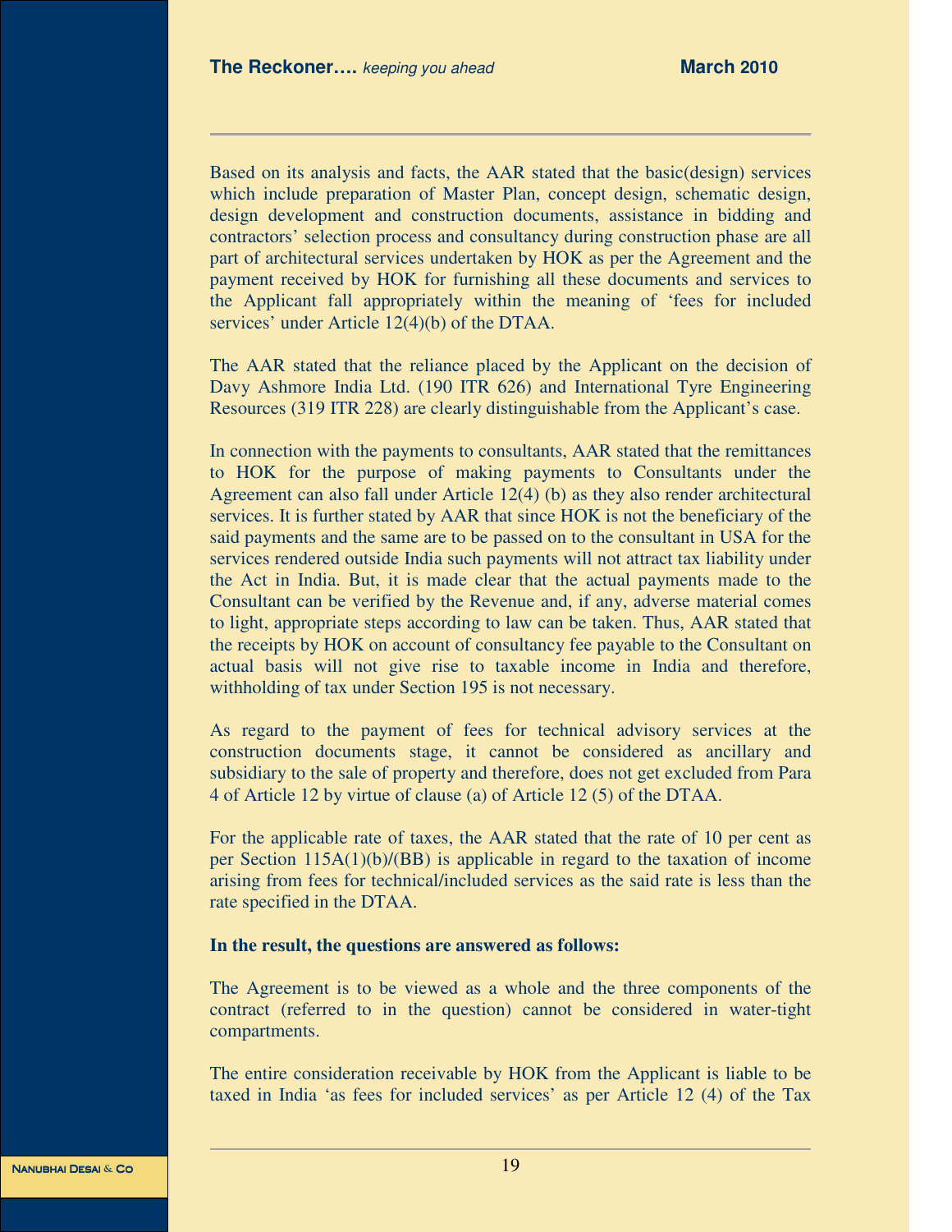Based on its analysis and facts, the AAR stated that the basic(design) services which include preparation of Master Plan, concept design, schematic design, design development and construction documents, assistance in bidding and contractors' selection process and consultancy during construction phase are all part of architectural services undertaken by HOK as per the Agreement and the payment received by HOK for furnishing all these documents and services to the Applicant fall appropriately within the meaning of 'fees for included services' under Article 12(4)(b) of the DTAA.

The AAR stated that the reliance placed by the Applicant on the decision of Davy Ashmore India Ltd. (190 ITR 626) and International Tyre Engineering Resources (319 ITR 228) are clearly distinguishable from the Applicant's case.

In connection with the payments to consultants, AAR stated that the remittances to HOK for the purpose of making payments to Consultants under the Agreement can also fall under Article 12(4) (b) as they also render architectural services. It is further stated by AAR that since HOK is not the beneficiary of the said payments and the same are to be passed on to the consultant in USA for the services rendered outside India such payments will not attract tax liability under the Act in India. But, it is made clear that the actual payments made to the Consultant can be verified by the Revenue and, if any, adverse material comes to light, appropriate steps according to law can be taken. Thus, AAR stated that the receipts by HOK on account of consultancy fee payable to the Consultant on actual basis will not give rise to taxable income in India and therefore, withholding of tax under Section 195 is not necessary.

As regard to the payment of fees for technical advisory services at the construction documents stage, it cannot be considered as ancillary and subsidiary to the sale of property and therefore, does not get excluded from Para 4 of Article 12 by virtue of clause (a) of Article 12 (5) of the DTAA.

For the applicable rate of taxes, the AAR stated that the rate of 10 per cent as per Section 115A(1)(b)/(BB) is applicable in regard to the taxation of income arising from fees for technical/included services as the said rate is less than the rate specified in the DTAA.

**In the result, the questions are answered as follows:**

The Agreement is to be viewed as a whole and the three components of the contract (referred to in the question) cannot be considered in water-tight compartments.

The entire consideration receivable by HOK from the Applicant is liable to be taxed in India 'as fees for included services' as per Article 12 (4) of the Tax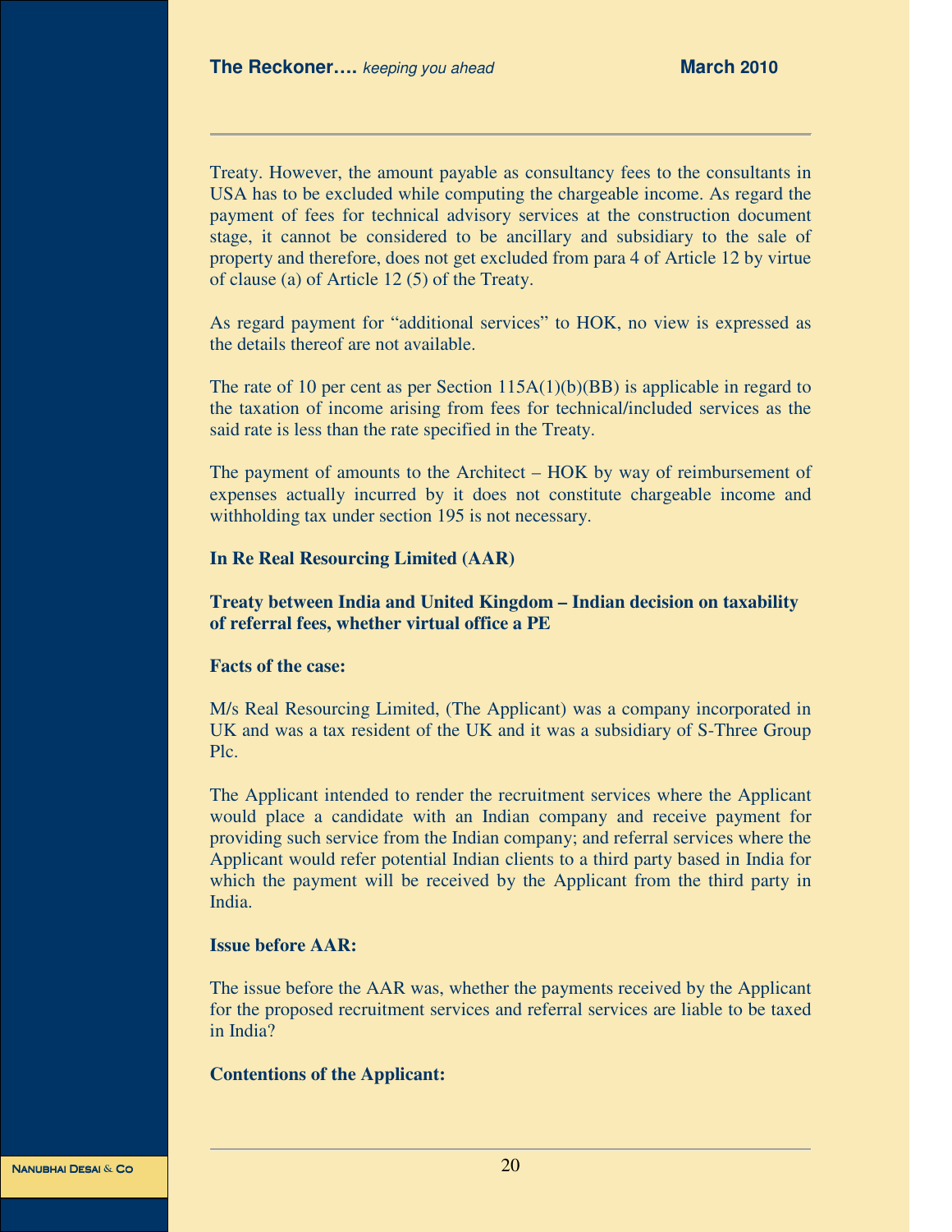Treaty. However, the amount payable as consultancy fees to the consultants in USA has to be excluded while computing the chargeable income. As regard the payment of fees for technical advisory services at the construction document stage, it cannot be considered to be ancillary and subsidiary to the sale of property and therefore, does not get excluded from para 4 of Article 12 by virtue of clause (a) of Article 12 (5) of the Treaty.

As regard payment for "additional services" to HOK, no view is expressed as the details thereof are not available.

The rate of 10 per cent as per Section 115A(1)(b)(BB) is applicable in regard to the taxation of income arising from fees for technical/included services as the said rate is less than the rate specified in the Treaty.

The payment of amounts to the Architect – HOK by way of reimbursement of expenses actually incurred by it does not constitute chargeable income and withholding tax under section 195 is not necessary.

**In Re Real Resourcing Limited (AAR)**

**Treaty between India and United Kingdom – Indian decision on taxability of referral fees, whether virtual office a PE**

**Facts of the case:**

M/s Real Resourcing Limited, (The Applicant) was a company incorporated in UK and was a tax resident of the UK and it was a subsidiary of S-Three Group Plc.

The Applicant intended to render the recruitment services where the Applicant would place a candidate with an Indian company and receive payment for providing such service from the Indian company; and referral services where the Applicant would refer potential Indian clients to a third party based in India for which the payment will be received by the Applicant from the third party in India.

**Issue before AAR:**

The issue before the AAR was, whether the payments received by the Applicant for the proposed recruitment services and referral services are liable to be taxed in India?

**Contentions of the Applicant:**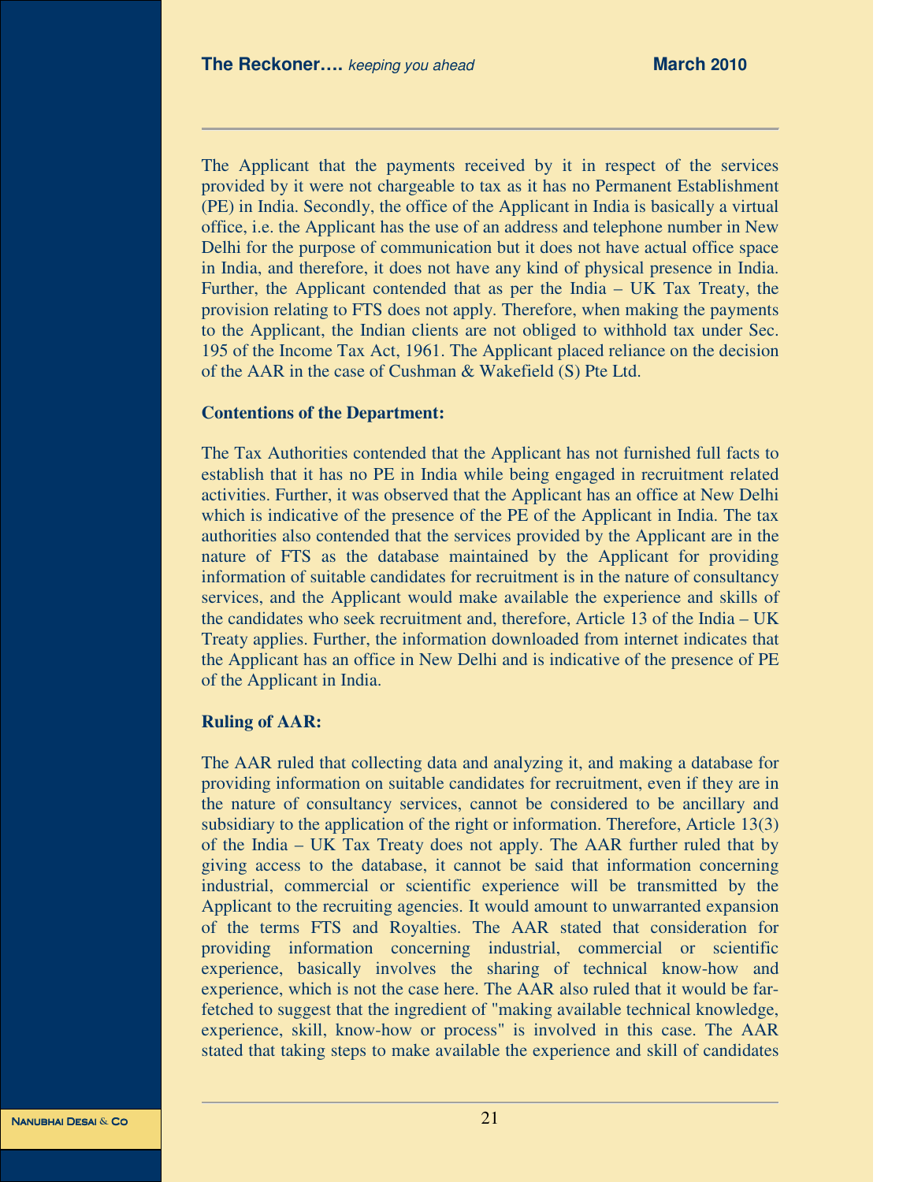The Applicant that the payments received by it in respect of the services provided by it were not chargeable to tax as it has no Permanent Establishment (PE) in India. Secondly, the office of the Applicant in India is basically a virtual office, i.e. the Applicant has the use of an address and telephone number in New Delhi for the purpose of communication but it does not have actual office space in India, and therefore, it does not have any kind of physical presence in India. Further, the Applicant contended that as per the India – UK Tax Treaty, the provision relating to FTS does not apply. Therefore, when making the payments to the Applicant, the Indian clients are not obliged to withhold tax under Sec. 195 of the Income Tax Act, 1961. The Applicant placed reliance on the decision of the AAR in the case of Cushman & Wakefield (S) Pte Ltd.

**Contentions of the Department:**

The Tax Authorities contended that the Applicant has not furnished full facts to establish that it has no PE in India while being engaged in recruitment related activities. Further, it was observed that the Applicant has an office at New Delhi which is indicative of the presence of the PE of the Applicant in India. The tax authorities also contended that the services provided by the Applicant are in the nature of FTS as the database maintained by the Applicant for providing information of suitable candidates for recruitment is in the nature of consultancy services, and the Applicant would make available the experience and skills of the candidates who seek recruitment and, therefore, Article 13 of the India – UK Treaty applies. Further, the information downloaded from internet indicates that the Applicant has an office in New Delhi and is indicative of the presence of PE of the Applicant in India.

**Ruling of AAR:**

The AAR ruled that collecting data and analyzing it, and making a database for providing information on suitable candidates for recruitment, even if they are in the nature of consultancy services, cannot be considered to be ancillary and subsidiary to the application of the right or information. Therefore, Article 13(3) of the India – UK Tax Treaty does not apply. The AAR further ruled that by giving access to the database, it cannot be said that information concerning industrial, commercial or scientific experience will be transmitted by the Applicant to the recruiting agencies. It would amount to unwarranted expansion of the terms FTS and Royalties. The AAR stated that consideration for providing information concerning industrial, commercial or scientific experience, basically involves the sharing of technical know-how and experience, which is not the case here. The AAR also ruled that it would be far-fetched to suggest that the ingredient of "making available technical knowledge, experience, skill, know-how or process" is involved in this case. The AAR stated that taking steps to make available the experience and skill of candidates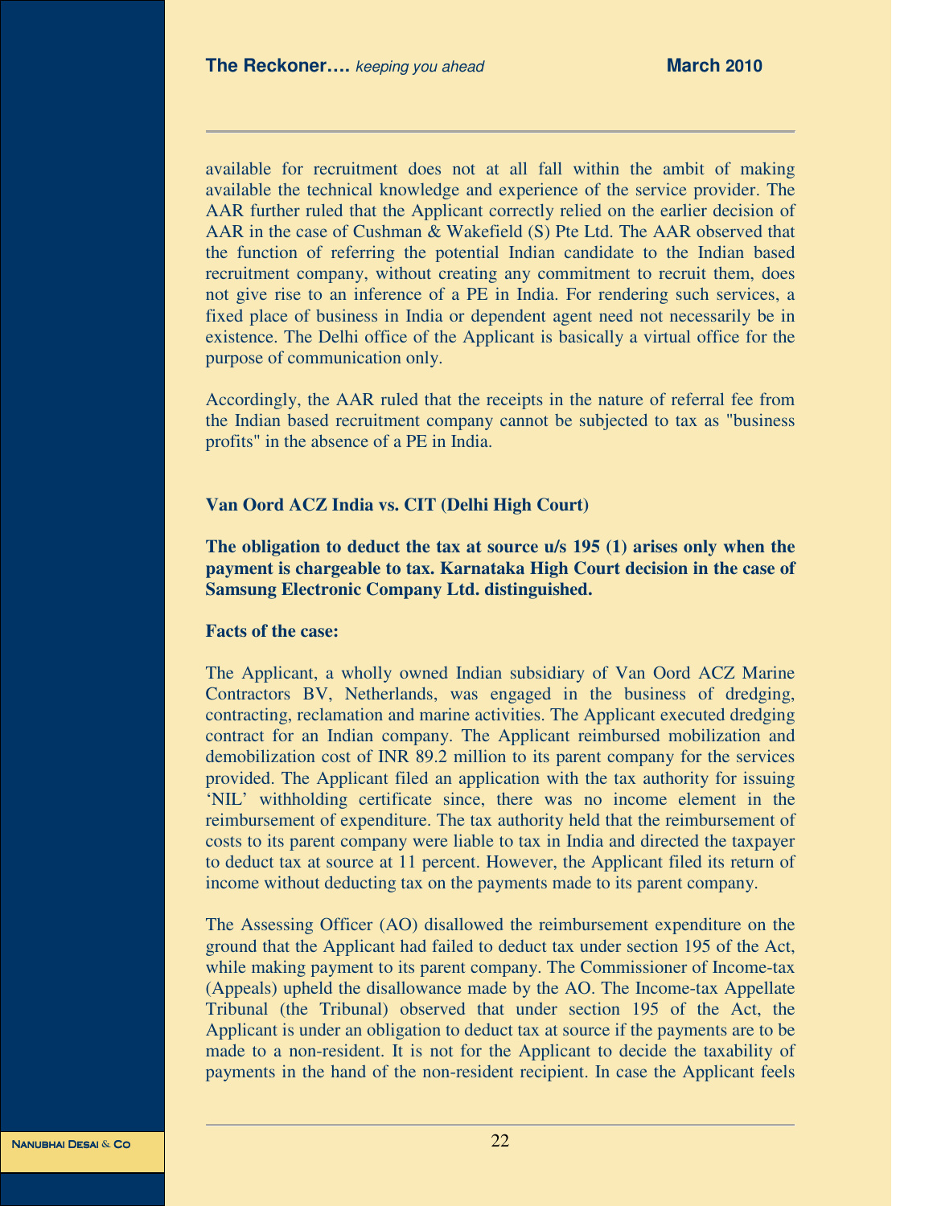available for recruitment does not at all fall within the ambit of making available the technical knowledge and experience of the service provider. The AAR further ruled that the Applicant correctly relied on the earlier decision of AAR in the case of Cushman & Wakefield (S) Pte Ltd. The AAR observed that the function of referring the potential Indian candidate to the Indian based recruitment company, without creating any commitment to recruit them, does not give rise to an inference of a PE in India. For rendering such services, a fixed place of business in India or dependent agent need not necessarily be in existence. The Delhi office of the Applicant is basically a virtual office for the purpose of communication only.

Accordingly, the AAR ruled that the receipts in the nature of referral fee from the Indian based recruitment company cannot be subjected to tax as "business profits" in the absence of a PE in India.

**Van Oord ACZ India vs. CIT (Delhi High Court)**

**The obligation to deduct the tax at source u/s 195 (1) arises only when the payment is chargeable to tax. Karnataka High Court decision in the case of Samsung Electronic Company Ltd. distinguished.**

**Facts of the case:**

The Applicant, a wholly owned Indian subsidiary of Van Oord ACZ Marine Contractors BV, Netherlands, was engaged in the business of dredging, contracting, reclamation and marine activities. The Applicant executed dredging contract for an Indian company. The Applicant reimbursed mobilization and demobilization cost of INR 89.2 million to its parent company for the services provided. The Applicant filed an application with the tax authority for issuing 'NIL' withholding certificate since, there was no income element in the reimbursement of expenditure. The tax authority held that the reimbursement of costs to its parent company were liable to tax in India and directed the taxpayer to deduct tax at source at 11 percent. However, the Applicant filed its return of income without deducting tax on the payments made to its parent company.

The Assessing Officer (AO) disallowed the reimbursement expenditure on the ground that the Applicant had failed to deduct tax under section 195 of the Act, while making payment to its parent company. The Commissioner of Income-tax (Appeals) upheld the disallowance made by the AO. The Income-tax Appellate Tribunal (the Tribunal) observed that under section 195 of the Act, the Applicant is under an obligation to deduct tax at source if the payments are to be made to a non-resident. It is not for the Applicant to decide the taxability of payments in the hand of the non-resident recipient. In case the Applicant feels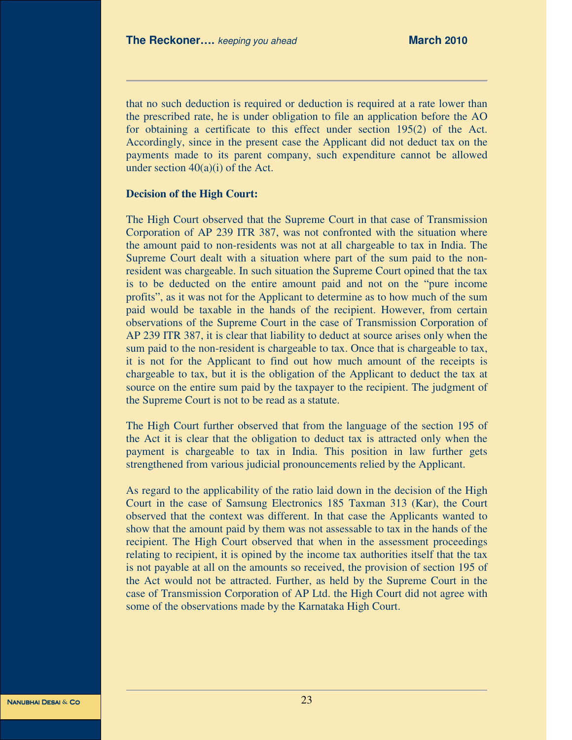that no such deduction is required or deduction is required at a rate lower than the prescribed rate, he is under obligation to file an application before the AO for obtaining a certificate to this effect under section 195(2) of the Act. Accordingly, since in the present case the Applicant did not deduct tax on the payments made to its parent company, such expenditure cannot be allowed under section 40(a)(i) of the Act.

**Decision of the High Court:**

The High Court observed that the Supreme Court in that case of Transmission Corporation of AP 239 ITR 387, was not confronted with the situation where the amount paid to non-residents was not at all chargeable to tax in India. The Supreme Court dealt with a situation where part of the sum paid to the non-resident was chargeable. In such situation the Supreme Court opined that the tax is to be deducted on the entire amount paid and not on the "pure income profits", as it was not for the Applicant to determine as to how much of the sum paid would be taxable in the hands of the recipient. However, from certain observations of the Supreme Court in the case of Transmission Corporation of AP 239 ITR 387, it is clear that liability to deduct at source arises only when the sum paid to the non-resident is chargeable to tax. Once that is chargeable to tax, it is not for the Applicant to find out how much amount of the receipts is chargeable to tax, but it is the obligation of the Applicant to deduct the tax at source on the entire sum paid by the taxpayer to the recipient. The judgment of the Supreme Court is not to be read as a statute.

The High Court further observed that from the language of the section 195 of the Act it is clear that the obligation to deduct tax is attracted only when the payment is chargeable to tax in India. This position in law further gets strengthened from various judicial pronouncements relied by the Applicant.

As regard to the applicability of the ratio laid down in the decision of the High Court in the case of Samsung Electronics 185 Taxman 313 (Kar), the Court observed that the context was different. In that case the Applicants wanted to show that the amount paid by them was not assessable to tax in the hands of the recipient. The High Court observed that when in the assessment proceedings relating to recipient, it is opined by the income tax authorities itself that the tax is not payable at all on the amounts so received, the provision of section 195 of the Act would not be attracted. Further, as held by the Supreme Court in the case of Transmission Corporation of AP Ltd. the High Court did not agree with some of the observations made by the Karnataka High Court.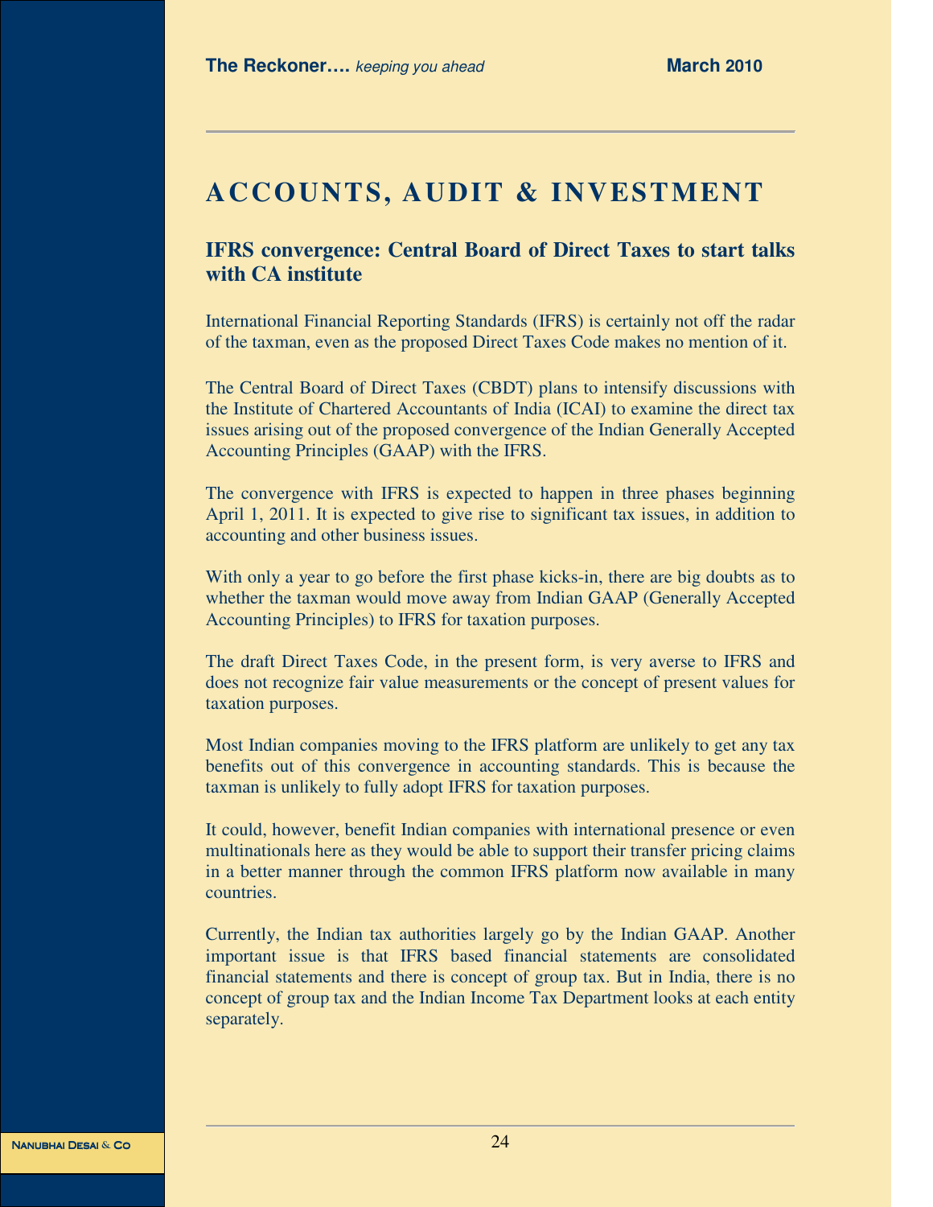# ACCOUNTS, AUDIT & INVESTMENT

## IFRS convergence: Central Board of Direct Taxes to start talks with CA institute

International Financial Reporting Standards (IFRS) is certainly not off the radar of the taxman, even as the proposed Direct Taxes Code makes no mention of it.

The Central Board of Direct Taxes (CBDT) plans to intensify discussions with the Institute of Chartered Accountants of India (ICAI) to examine the direct tax issues arising out of the proposed convergence of the Indian Generally Accepted Accounting Principles (GAAP) with the IFRS.

The convergence with IFRS is expected to happen in three phases beginning April 1, 2011. It is expected to give rise to significant tax issues, in addition to accounting and other business issues.

With only a year to go before the first phase kicks-in, there are big doubts as to whether the taxman would move away from Indian GAAP (Generally Accepted Accounting Principles) to IFRS for taxation purposes.

The draft Direct Taxes Code, in the present form, is very averse to IFRS and does not recognize fair value measurements or the concept of present values for taxation purposes.

Most Indian companies moving to the IFRS platform are unlikely to get any tax benefits out of this convergence in accounting standards. This is because the taxman is unlikely to fully adopt IFRS for taxation purposes.

It could, however, benefit Indian companies with international presence or even multinationals here as they would be able to support their transfer pricing claims in a better manner through the common IFRS platform now available in many countries.

Currently, the Indian tax authorities largely go by the Indian GAAP. Another important issue is that IFRS based financial statements are consolidated financial statements and there is concept of group tax. But in India, there is no concept of group tax and the Indian Income Tax Department looks at each entity separately.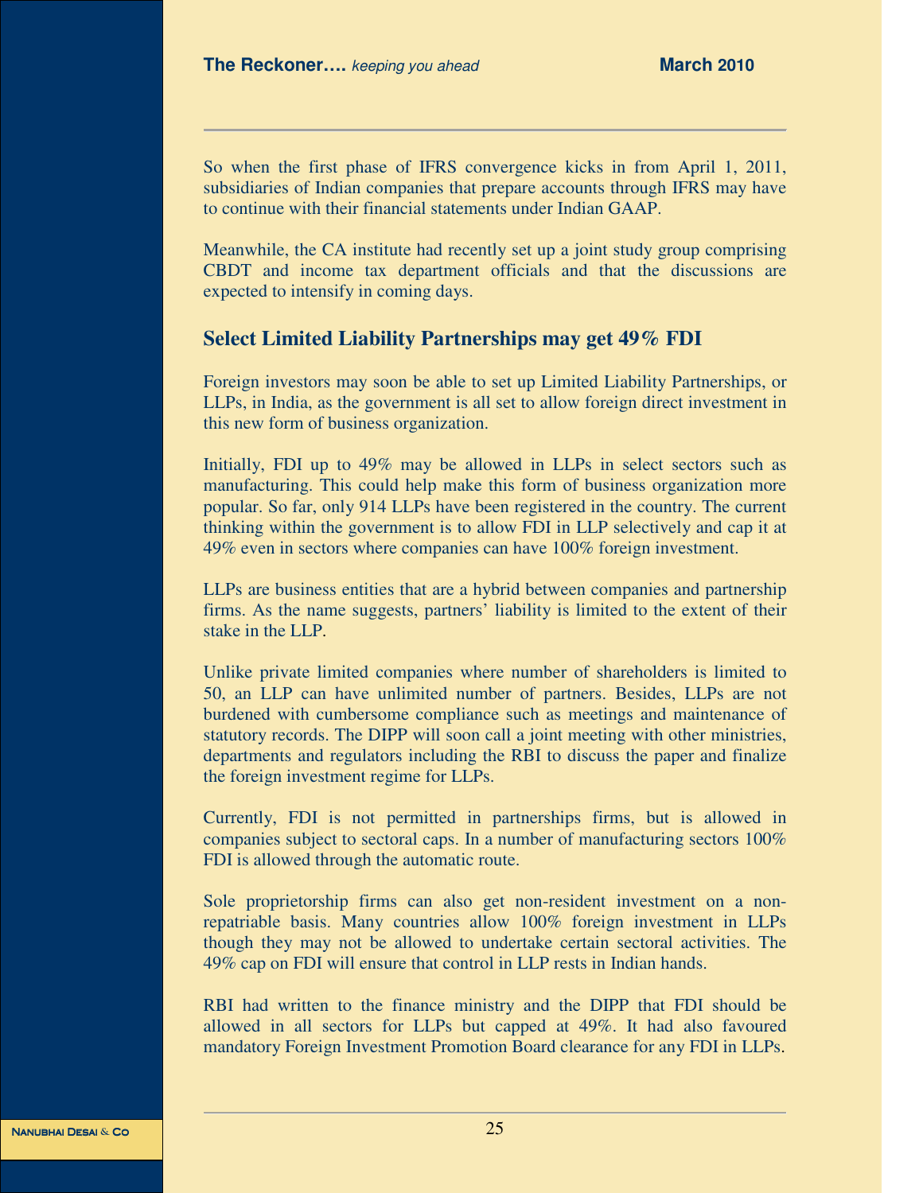So when the first phase of IFRS convergence kicks in from April 1, 2011, subsidiaries of Indian companies that prepare accounts through IFRS may have to continue with their financial statements under Indian GAAP.

Meanwhile, the CA institute had recently set up a joint study group comprising CBDT and income tax department officials and that the discussions are expected to intensify in coming days.

## Select Limited Liability Partnerships may get 49% FDI

Foreign investors may soon be able to set up Limited Liability Partnerships, or LLPs, in India, as the government is all set to allow foreign direct investment in this new form of business organization.

Initially, FDI up to 49% may be allowed in LLPs in select sectors such as manufacturing. This could help make this form of business organization more popular. So far, only 914 LLPs have been registered in the country. The current thinking within the government is to allow FDI in LLP selectively and cap it at 49% even in sectors where companies can have 100% foreign investment.

LLPs are business entities that are a hybrid between companies and partnership firms. As the name suggests, partners' liability is limited to the extent of their stake in the LLP.

Unlike private limited companies where number of shareholders is limited to 50, an LLP can have unlimited number of partners. Besides, LLPs are not burdened with cumbersome compliance such as meetings and maintenance of statutory records. The DIPP will soon call a joint meeting with other ministries, departments and regulators including the RBI to discuss the paper and finalize the foreign investment regime for LLPs.

Currently, FDI is not permitted in partnerships firms, but is allowed in companies subject to sectoral caps. In a number of manufacturing sectors 100% FDI is allowed through the automatic route.

Sole proprietorship firms can also get non-resident investment on a non-repatriable basis. Many countries allow 100% foreign investment in LLPs though they may not be allowed to undertake certain sectoral activities. The 49% cap on FDI will ensure that control in LLP rests in Indian hands.

RBI had written to the finance ministry and the DIPP that FDI should be allowed in all sectors for LLPs but capped at 49%. It had also favoured mandatory Foreign Investment Promotion Board clearance for any FDI in LLPs.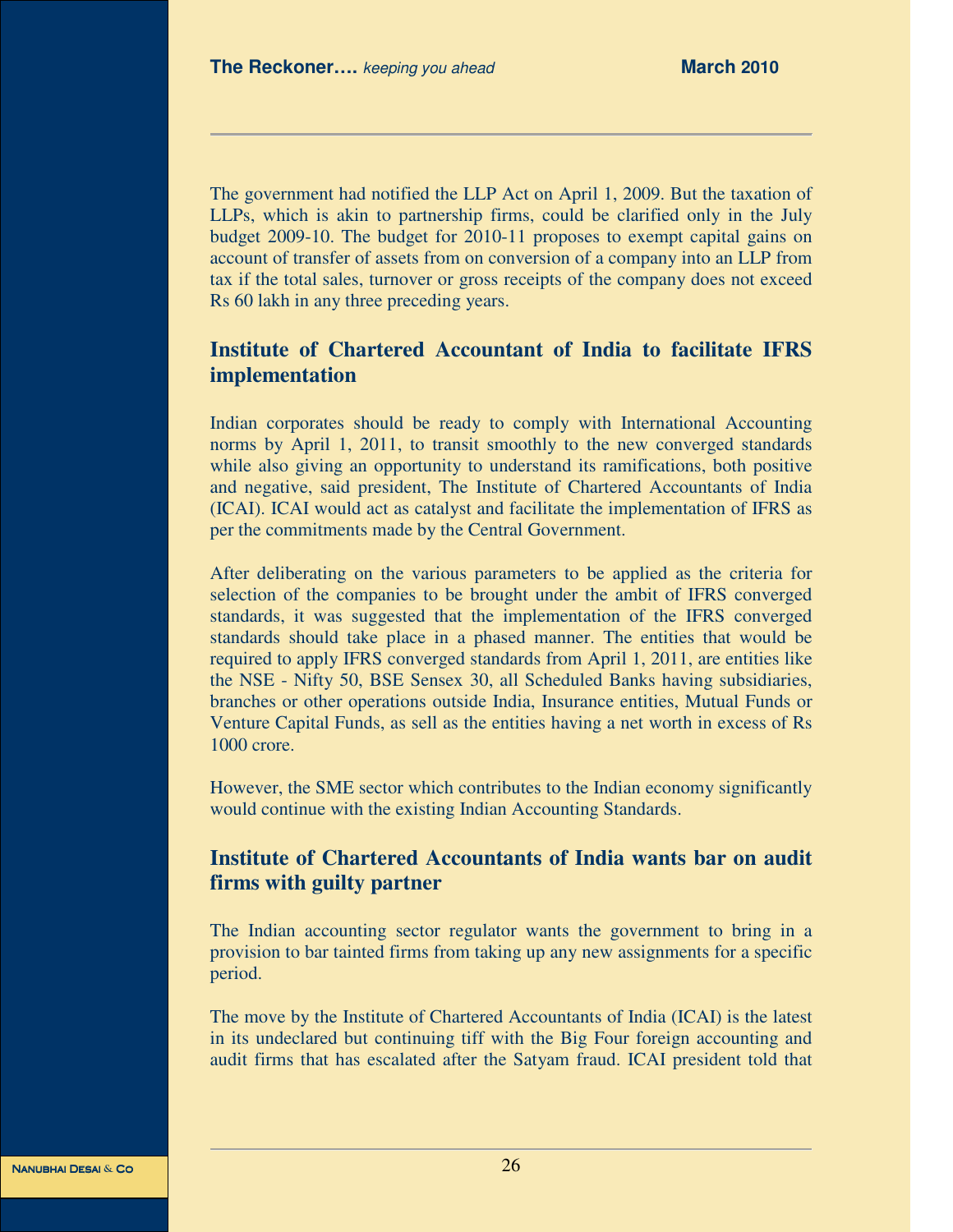The government had notified the LLP Act on April 1, 2009. But the taxation of LLPs, which is akin to partnership firms, could be clarified only in the July budget 2009-10. The budget for 2010-11 proposes to exempt capital gains on account of transfer of assets from on conversion of a company into an LLP from tax if the total sales, turnover or gross receipts of the company does not exceed Rs 60 lakh in any three preceding years.

## Institute of Chartered Accountant of India to facilitate IFRS implementation

Indian corporates should be ready to comply with International Accounting norms by April 1, 2011, to transit smoothly to the new converged standards while also giving an opportunity to understand its ramifications, both positive and negative, said president, The Institute of Chartered Accountants of India (ICAI). ICAI would act as catalyst and facilitate the implementation of IFRS as per the commitments made by the Central Government.

After deliberating on the various parameters to be applied as the criteria for selection of the companies to be brought under the ambit of IFRS converged standards, it was suggested that the implementation of the IFRS converged standards should take place in a phased manner. The entities that would be required to apply IFRS converged standards from April 1, 2011, are entities like the NSE - Nifty 50, BSE Sensex 30, all Scheduled Banks having subsidiaries, branches or other operations outside India, Insurance entities, Mutual Funds or Venture Capital Funds, as sell as the entities having a net worth in excess of Rs 1000 crore.

However, the SME sector which contributes to the Indian economy significantly would continue with the existing Indian Accounting Standards.

## Institute of Chartered Accountants of India wants bar on audit firms with guilty partner

The Indian accounting sector regulator wants the government to bring in a provision to bar tainted firms from taking up any new assignments for a specific period.

The move by the Institute of Chartered Accountants of India (ICAI) is the latest in its undeclared but continuing tiff with the Big Four foreign accounting and audit firms that has escalated after the Satyam fraud. ICAI president told that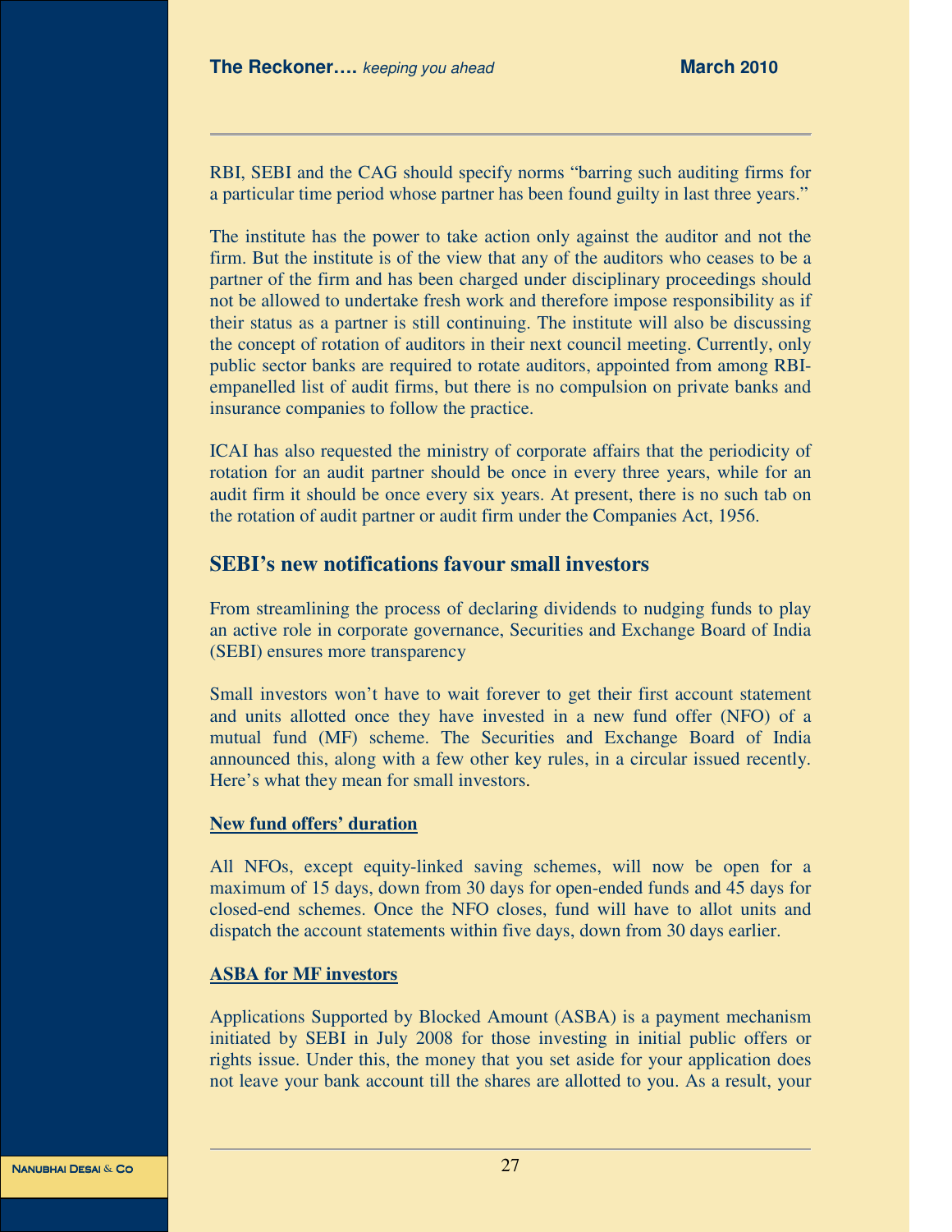RBI, SEBI and the CAG should specify norms "barring such auditing firms for a particular time period whose partner has been found guilty in last three years."

The institute has the power to take action only against the auditor and not the firm. But the institute is of the view that any of the auditors who ceases to be a partner of the firm and has been charged under disciplinary proceedings should not be allowed to undertake fresh work and therefore impose responsibility as if their status as a partner is still continuing. The institute will also be discussing the concept of rotation of auditors in their next council meeting. Currently, only public sector banks are required to rotate auditors, appointed from among RBI-empanelled list of audit firms, but there is no compulsion on private banks and insurance companies to follow the practice.

ICAI has also requested the ministry of corporate affairs that the periodicity of rotation for an audit partner should be once in every three years, while for an audit firm it should be once every six years. At present, there is no such tab on the rotation of audit partner or audit firm under the Companies Act, 1956.

## SEBI's new notifications favour small investors

From streamlining the process of declaring dividends to nudging funds to play an active role in corporate governance, Securities and Exchange Board of India (SEBI) ensures more transparency

Small investors won't have to wait forever to get their first account statement and units allotted once they have invested in a new fund offer (NFO) of a mutual fund (MF) scheme. The Securities and Exchange Board of India announced this, along with a few other key rules, in a circular issued recently. Here's what they mean for small investors.

### New fund offers' duration

All NFOs, except equity-linked saving schemes, will now be open for a maximum of 15 days, down from 30 days for open-ended funds and 45 days for closed-end schemes. Once the NFO closes, fund will have to allot units and dispatch the account statements within five days, down from 30 days earlier.

### ASBA for MF investors

Applications Supported by Blocked Amount (ASBA) is a payment mechanism initiated by SEBI in July 2008 for those investing in initial public offers or rights issue. Under this, the money that you set aside for your application does not leave your bank account till the shares are allotted to you. As a result, your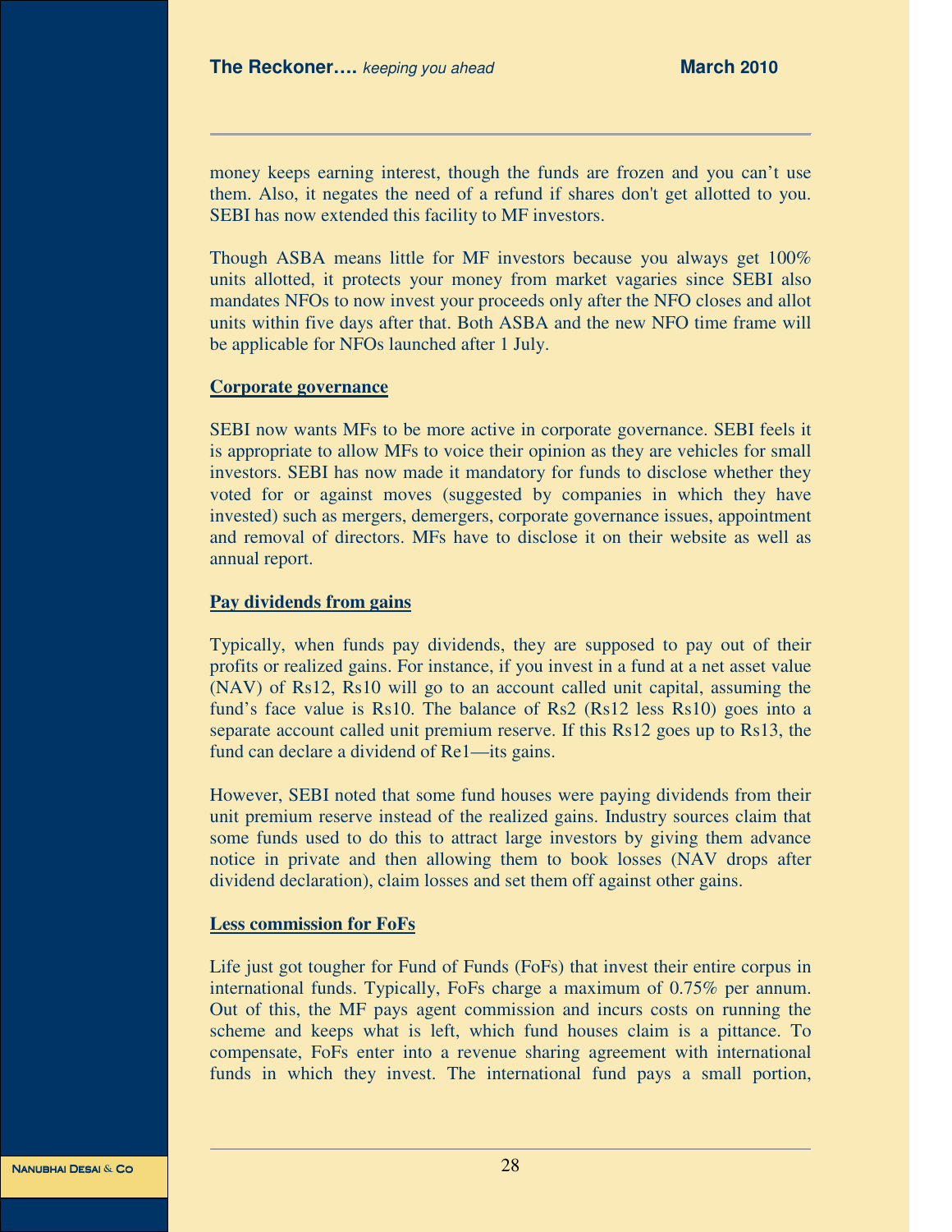money keeps earning interest, though the funds are frozen and you can't use them. Also, it negates the need of a refund if shares don't get allotted to you. SEBI has now extended this facility to MF investors.

Though ASBA means little for MF investors because you always get 100% units allotted, it protects your money from market vagaries since SEBI also mandates NFOs to now invest your proceeds only after the NFO closes and allot units within five days after that. Both ASBA and the new NFO time frame will be applicable for NFOs launched after 1 July.

## Corporate governance

SEBI now wants MFs to be more active in corporate governance. SEBI feels it is appropriate to allow MFs to voice their opinion as they are vehicles for small investors. SEBI has now made it mandatory for funds to disclose whether they voted for or against moves (suggested by companies in which they have invested) such as mergers, demergers, corporate governance issues, appointment and removal of directors. MFs have to disclose it on their website as well as annual report.

## Pay dividends from gains

Typically, when funds pay dividends, they are supposed to pay out of their profits or realized gains. For instance, if you invest in a fund at a net asset value (NAV) of Rs12, Rs10 will go to an account called unit capital, assuming the fund's face value is Rs10. The balance of Rs2 (Rs12 less Rs10) goes into a separate account called unit premium reserve. If this Rs12 goes up to Rs13, the fund can declare a dividend of Re1—its gains.

However, SEBI noted that some fund houses were paying dividends from their unit premium reserve instead of the realized gains. Industry sources claim that some funds used to do this to attract large investors by giving them advance notice in private and then allowing them to book losses (NAV drops after dividend declaration), claim losses and set them off against other gains.

## Less commission for FoFs

Life just got tougher for Fund of Funds (FoFs) that invest their entire corpus in international funds. Typically, FoFs charge a maximum of 0.75% per annum. Out of this, the MF pays agent commission and incurs costs on running the scheme and keeps what is left, which fund houses claim is a pittance. To compensate, FoFs enter into a revenue sharing agreement with international funds in which they invest. The international fund pays a small portion,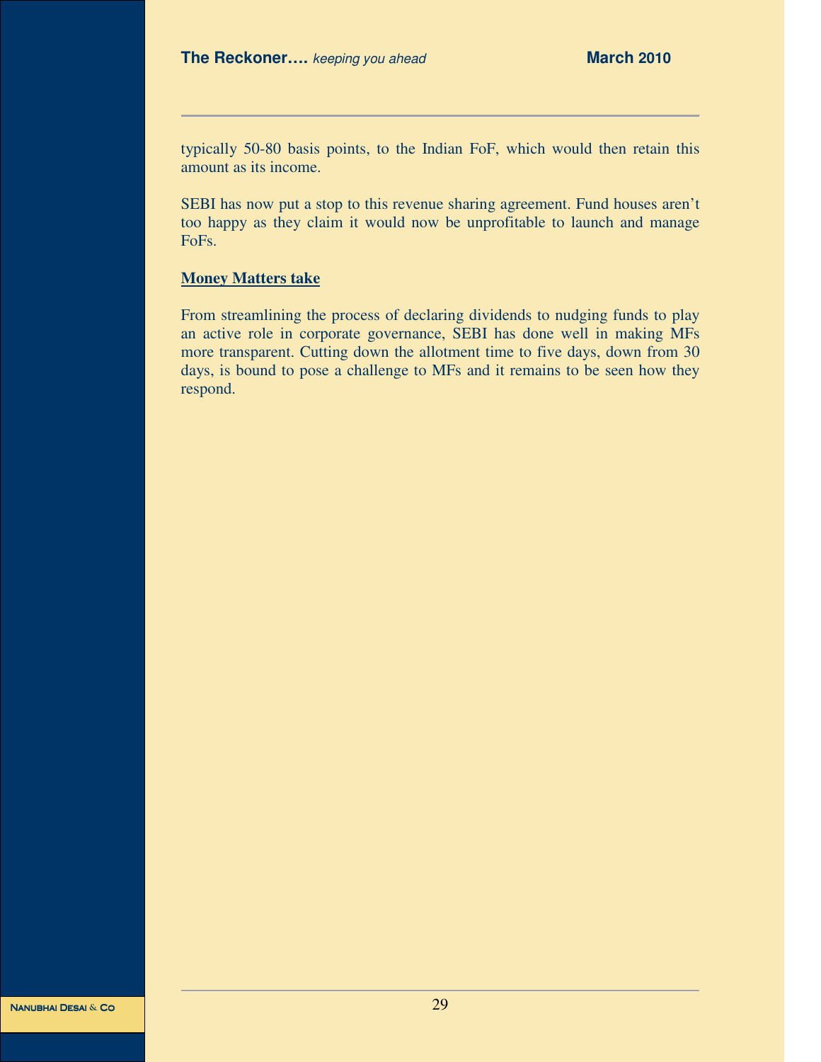typically 50-80 basis points, to the Indian FoF, which would then retain this amount as its income.

SEBI has now put a stop to this revenue sharing agreement. Fund houses aren't too happy as they claim it would now be unprofitable to launch and manage FoFs.

**Money Matters take**

From streamlining the process of declaring dividends to nudging funds to play an active role in corporate governance, SEBI has done well in making MFs more transparent. Cutting down the allotment time to five days, down from 30 days, is bound to pose a challenge to MFs and it remains to be seen how they respond.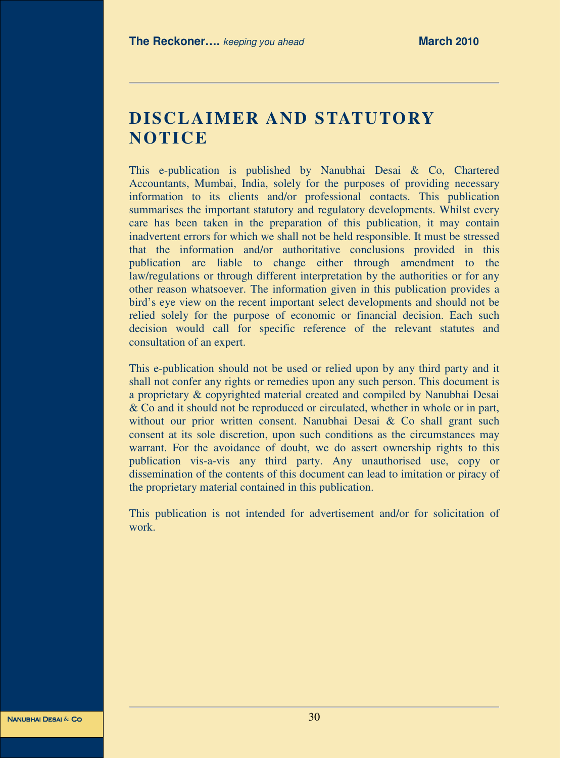# DISCLAIMER AND STATUTORY NOTICE

This e-publication is published by Nanubhai Desai & Co, Chartered Accountants, Mumbai, India, solely for the purposes of providing necessary information to its clients and/or professional contacts. This publication summarises the important statutory and regulatory developments. Whilst every care has been taken in the preparation of this publication, it may contain inadvertent errors for which we shall not be held responsible. It must be stressed that the information and/or authoritative conclusions provided in this publication are liable to change either through amendment to the law/regulations or through different interpretation by the authorities or for any other reason whatsoever. The information given in this publication provides a bird's eye view on the recent important select developments and should not be relied solely for the purpose of economic or financial decision. Each such decision would call for specific reference of the relevant statutes and consultation of an expert.

This e-publication should not be used or relied upon by any third party and it shall not confer any rights or remedies upon any such person. This document is a proprietary & copyrighted material created and compiled by Nanubhai Desai & Co and it should not be reproduced or circulated, whether in whole or in part, without our prior written consent. Nanubhai Desai & Co shall grant such consent at its sole discretion, upon such conditions as the circumstances may warrant. For the avoidance of doubt, we do assert ownership rights to this publication vis-a-vis any third party. Any unauthorised use, copy or dissemination of the contents of this document can lead to imitation or piracy of the proprietary material contained in this publication.

This publication is not intended for advertisement and/or for solicitation of work.